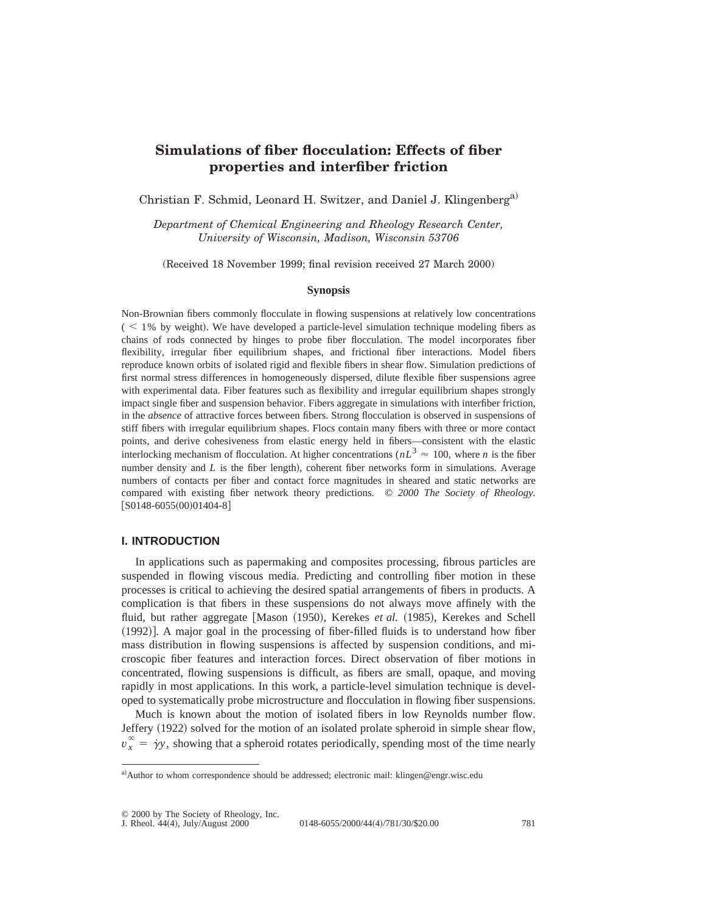# Simulations of fiber flocculation: Effects of fiber properties and interfiber friction

Christian F. Schmid, Leonard H. Switzer, and Daniel J. Klingenberg[a)]

*Department of Chemical Engineering and Rheology Research Center, University of Wisconsin, Madison, Wisconsin 53706*

(Received 18 November 1999; final revision received 27 March 2000)

### Synopsis

Non-Brownian fibers commonly flocculate in flowing suspensions at relatively low concentrations ( $< 1\%$ by weight). We have developed a particle-level simulation technique modeling fibers as chains of rods connected by hinges to probe fiber flocculation. The model incorporates fiber flexibility, irregular fiber equilibrium shapes, and frictional fiber interactions. Model fibers reproduce known orbits of isolated rigid and flexible fibers in shear flow. Simulation predictions of first normal stress differences in homogeneously dispersed, dilute flexible fiber suspensions agree with experimental data. Fiber features such as flexibility and irregular equilibrium shapes strongly impact single fiber and suspension behavior. Fibers aggregate in simulations with interfiber friction, in the *absence* of attractive forces between fibers. Strong flocculation is observed in suspensions of stiff fibers with irregular equilibrium shapes. Flocs contain many fibers with three or more contact points, and derive cohesiveness from elastic energy held in fibers—consistent with the elastic interlocking mechanism of flocculation. At higher concentrations ($nL^3 \approx 100$, where $n$ is the fiber number density and $L$ is the fiber length), coherent fiber networks form in simulations. Average numbers of contacts per fiber and contact force magnitudes in sheared and static networks are compared with existing fiber network theory predictions. *© 2000 The Society of Rheology.* [S0148-6055(00)01404-8]

## I. INTRODUCTION

In applications such as papermaking and composites processing, fibrous particles are suspended in flowing viscous media. Predicting and controlling fiber motion in these processes is critical to achieving the desired spatial arrangements of fibers in products. A complication is that fibers in these suspensions do not always move affinely with the fluid, but rather aggregate [Mason (1950), Kerekes *et al.* (1985), Kerekes and Schell (1992)]. A major goal in the processing of fiber-filled fluids is to understand how fiber mass distribution in flowing suspensions is affected by suspension conditions, and microscopic fiber features and interaction forces. Direct observation of fiber motions in concentrated, flowing suspensions is difficult, as fibers are small, opaque, and moving rapidly in most applications. In this work, a particle-level simulation technique is developed to systematically probe microstructure and flocculation in flowing fiber suspensions.

Much is known about the motion of isolated fibers in low Reynolds number flow. Jeffery (1922) solved for the motion of an isolated prolate spheroid in simple shear flow, $v_x^\infty = \dot{\gamma} y$, showing that a spheroid rotates periodically, spending most of the time nearly

---

[a)]Author to whom correspondence should be addressed; electronic mail: klingen@engr.wisc.edu

© 2000 by The Society of Rheology, Inc.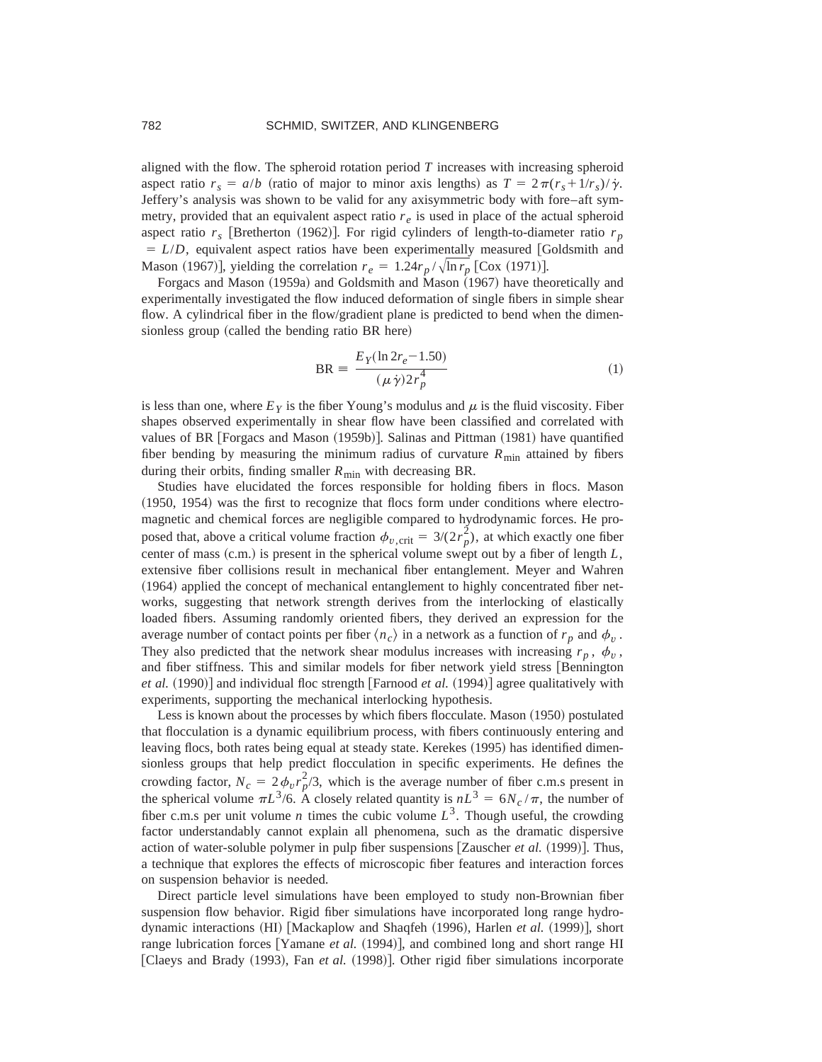aligned with the flow. The spheroid rotation period $T$ increases with increasing spheroid aspect ratio $r_s = a/b$ (ratio of major to minor axis lengths) as $T = 2\pi(r_s + 1/r_s)/\dot{\gamma}$. Jeffery's analysis was shown to be valid for any axisymmetric body with fore–aft symmetry, provided that an equivalent aspect ratio $r_e$ is used in place of the actual spheroid aspect ratio $r_s$ [Bretherton (1962)]. For rigid cylinders of length-to-diameter ratio $r_p = L/D$, equivalent aspect ratios have been experimentally measured [Goldsmith and Mason (1967)], yielding the correlation $r_e = 1.24 r_p/\sqrt{\ln r_p}$ [Cox (1971)].

Forgacs and Mason (1959a) and Goldsmith and Mason (1967) have theoretically and experimentally investigated the flow induced deformation of single fibers in simple shear flow. A cylindrical fiber in the flow/gradient plane is predicted to bend when the dimensionless group (called the bending ratio BR here)

$$\mathrm{BR} \equiv \frac{E_Y(\ln 2r_e - 1.50)}{(\mu\dot{\gamma})2r_p^4} \tag{1}$$

is less than one, where $E_Y$ is the fiber Young's modulus and $\mu$ is the fluid viscosity. Fiber shapes observed experimentally in shear flow have been classified and correlated with values of BR [Forgacs and Mason (1959b)]. Salinas and Pittman (1981) have quantified fiber bending by measuring the minimum radius of curvature $R_{\min}$ attained by fibers during their orbits, finding smaller $R_{\min}$ with decreasing BR.

Studies have elucidated the forces responsible for holding fibers in flocs. Mason (1950, 1954) was the first to recognize that flocs form under conditions where electromagnetic and chemical forces are negligible compared to hydrodynamic forces. He proposed that, above a critical volume fraction $\phi_{v,\mathrm{crit}} = 3/(2r_p^2)$, at which exactly one fiber center of mass (c.m.) is present in the spherical volume swept out by a fiber of length $L$, extensive fiber collisions result in mechanical fiber entanglement. Meyer and Wahren (1964) applied the concept of mechanical entanglement to highly concentrated fiber networks, suggesting that network strength derives from the interlocking of elastically loaded fibers. Assuming randomly oriented fibers, they derived an expression for the average number of contact points per fiber $\langle n_c \rangle$ in a network as a function of $r_p$ and $\phi_v$. They also predicted that the network shear modulus increases with increasing $r_p$, $\phi_v$, and fiber stiffness. This and similar models for fiber network yield stress [Bennington *et al.* (1990)] and individual floc strength [Farnood *et al.* (1994)] agree qualitatively with experiments, supporting the mechanical interlocking hypothesis.

Less is known about the processes by which fibers flocculate. Mason (1950) postulated that flocculation is a dynamic equilibrium process, with fibers continuously entering and leaving flocs, both rates being equal at steady state. Kerekes (1995) has identified dimensionless groups that help predict flocculation in specific experiments. He defines the crowding factor, $N_c = 2\phi_v r_p^2/3$, which is the average number of fiber c.m.s present in the spherical volume $\pi L^3/6$. A closely related quantity is $nL^3 = 6N_c/\pi$, the number of fiber c.m.s per unit volume $n$ times the cubic volume $L^3$. Though useful, the crowding factor understandably cannot explain all phenomena, such as the dramatic dispersive action of water-soluble polymer in pulp fiber suspensions [Zauscher *et al.* (1999)]. Thus, a technique that explores the effects of microscopic fiber features and interaction forces on suspension behavior is needed.

Direct particle level simulations have been employed to study non-Brownian fiber suspension flow behavior. Rigid fiber simulations have incorporated long range hydrodynamic interactions (HI) [Mackaplow and Shaqfeh (1996), Harlen *et al.* (1999)], short range lubrication forces [Yamane *et al.* (1994)], and combined long and short range HI [Claeys and Brady (1993), Fan *et al.* (1998)]. Other rigid fiber simulations incorporate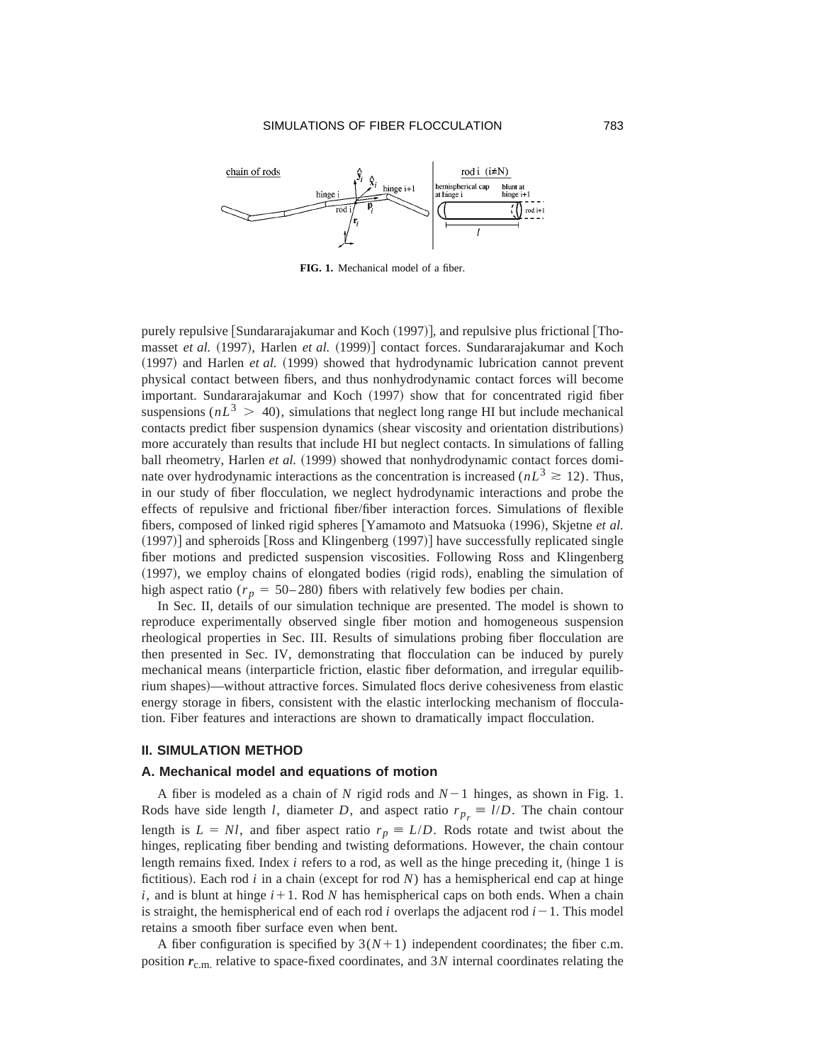FIG. 1. Mechanical model of a fiber.

purely repulsive [Sundararajakumar and Koch (1997)], and repulsive plus frictional [Thomasset *et al.* (1997), Harlen *et al.* (1999)] contact forces. Sundararajakumar and Koch (1997) and Harlen *et al.* (1999) showed that hydrodynamic lubrication cannot prevent physical contact between fibers, and thus nonhydrodynamic contact forces will become important. Sundararajakumar and Koch (1997) show that for concentrated rigid fiber suspensions ($nL^3 > 40$), simulations that neglect long range HI but include mechanical contacts predict fiber suspension dynamics (shear viscosity and orientation distributions) more accurately than results that include HI but neglect contacts. In simulations of falling ball rheometry, Harlen *et al.* (1999) showed that nonhydrodynamic contact forces dominate over hydrodynamic interactions as the concentration is increased ($nL^3 \gtrsim 12$). Thus, in our study of fiber flocculation, we neglect hydrodynamic interactions and probe the effects of repulsive and frictional fiber/fiber interaction forces. Simulations of flexible fibers, composed of linked rigid spheres [Yamamoto and Matsuoka (1996), Skjetne *et al.* (1997)] and spheroids [Ross and Klingenberg (1997)] have successfully replicated single fiber motions and predicted suspension viscosities. Following Ross and Klingenberg (1997), we employ chains of elongated bodies (rigid rods), enabling the simulation of high aspect ratio ($r_p = 50$–$280$) fibers with relatively few bodies per chain.

In Sec. II, details of our simulation technique are presented. The model is shown to reproduce experimentally observed single fiber motion and homogeneous suspension rheological properties in Sec. III. Results of simulations probing fiber flocculation are then presented in Sec. IV, demonstrating that flocculation can be induced by purely mechanical means (interparticle friction, elastic fiber deformation, and irregular equilibrium shapes)—without attractive forces. Simulated flocs derive cohesiveness from elastic energy storage in fibers, consistent with the elastic interlocking mechanism of flocculation. Fiber features and interactions are shown to dramatically impact flocculation.

## II. SIMULATION METHOD

### A. Mechanical model and equations of motion

A fiber is modeled as a chain of $N$ rigid rods and $N-1$ hinges, as shown in Fig. 1. Rods have side length $l$, diameter $D$, and aspect ratio $r_{p_r} \equiv l/D$. The chain contour length is $L = Nl$, and fiber aspect ratio $r_p \equiv L/D$. Rods rotate and twist about the hinges, replicating fiber bending and twisting deformations. However, the chain contour length remains fixed. Index $i$ refers to a rod, as well as the hinge preceding it, (hinge 1 is fictitious). Each rod $i$ in a chain (except for rod $N$) has a hemispherical end cap at hinge $i$, and is blunt at hinge $i+1$. Rod $N$ has hemispherical caps on both ends. When a chain is straight, the hemispherical end of each rod $i$ overlaps the adjacent rod $i-1$. This model retains a smooth fiber surface even when bent.

A fiber configuration is specified by $3(N+1)$ independent coordinates; the fiber c.m. position $\mathbf{r}_{\text{c.m.}}$ relative to space-fixed coordinates, and $3N$ internal coordinates relating the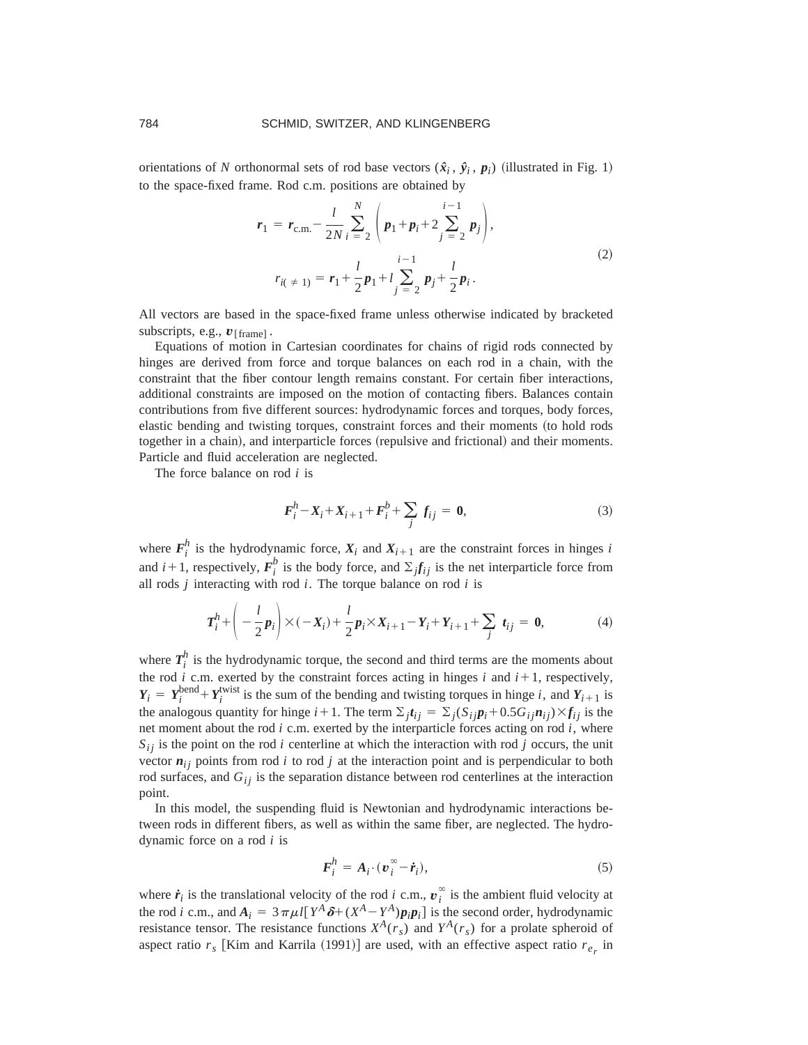orientations of $N$ orthonormal sets of rod base vectors $(\hat{\boldsymbol{x}}_i, \hat{\boldsymbol{y}}_i, \boldsymbol{p}_i)$ (illustrated in Fig. 1) to the space-fixed frame. Rod c.m. positions are obtained by

$$
\begin{aligned}
\boldsymbol{r}_1 &= \boldsymbol{r}_{\text{c.m.}} - \frac{l}{2N}\sum_{i=2}^{N}\left(\boldsymbol{p}_1 + \boldsymbol{p}_i + 2\sum_{j=2}^{i-1}\boldsymbol{p}_j\right), \\
r_{i(\neq 1)} &= \boldsymbol{r}_1 + \frac{l}{2}\boldsymbol{p}_1 + l\sum_{j=2}^{i-1}\boldsymbol{p}_j + \frac{l}{2}\boldsymbol{p}_i.
\end{aligned}
\tag{2}
$$

All vectors are based in the space-fixed frame unless otherwise indicated by bracketed subscripts, e.g., $\boldsymbol{v}_{[\text{frame}]}$.

Equations of motion in Cartesian coordinates for chains of rigid rods connected by hinges are derived from force and torque balances on each rod in a chain, with the constraint that the fiber contour length remains constant. For certain fiber interactions, additional constraints are imposed on the motion of contacting fibers. Balances contain contributions from five different sources: hydrodynamic forces and torques, body forces, elastic bending and twisting torques, constraint forces and their moments (to hold rods together in a chain), and interparticle forces (repulsive and frictional) and their moments. Particle and fluid acceleration are neglected.

The force balance on rod $i$ is

$$
\boldsymbol{F}_i^h - \boldsymbol{X}_i + \boldsymbol{X}_{i+1} + \boldsymbol{F}_i^b + \sum_j \boldsymbol{f}_{ij} = \boldsymbol{0}, \tag{3}
$$

where $\boldsymbol{F}_i^h$ is the hydrodynamic force, $\boldsymbol{X}_i$ and $\boldsymbol{X}_{i+1}$ are the constraint forces in hinges $i$ and $i+1$, respectively, $\boldsymbol{F}_i^b$ is the body force, and $\Sigma_j \boldsymbol{f}_{ij}$ is the net interparticle force from all rods $j$ interacting with rod $i$. The torque balance on rod $i$ is

$$
\boldsymbol{T}_i^h + \left(-\frac{l}{2}\boldsymbol{p}_i\right)\times(-\boldsymbol{X}_i) + \frac{l}{2}\boldsymbol{p}_i \times \boldsymbol{X}_{i+1} - \boldsymbol{Y}_i + \boldsymbol{Y}_{i+1} + \sum_j \boldsymbol{t}_{ij} = \boldsymbol{0}, \tag{4}
$$

where $\boldsymbol{T}_i^h$ is the hydrodynamic torque, the second and third terms are the moments about the rod $i$ c.m. exerted by the constraint forces acting in hinges $i$ and $i+1$, respectively, $\boldsymbol{Y}_i = \boldsymbol{Y}_i^{\text{bend}} + \boldsymbol{Y}_i^{\text{twist}}$ is the sum of the bending and twisting torques in hinge $i$, and $\boldsymbol{Y}_{i+1}$ is the analogous quantity for hinge $i+1$. The term $\Sigma_j \boldsymbol{t}_{ij} = \Sigma_j (S_{ij}\boldsymbol{p}_i + 0.5G_{ij}\boldsymbol{n}_{ij})\times \boldsymbol{f}_{ij}$ is the net moment about the rod $i$ c.m. exerted by the interparticle forces acting on rod $i$, where $S_{ij}$ is the point on the rod $i$ centerline at which the interaction with rod $j$ occurs, the unit vector $\boldsymbol{n}_{ij}$ points from rod $i$ to rod $j$ at the interaction point and is perpendicular to both rod surfaces, and $G_{ij}$ is the separation distance between rod centerlines at the interaction point.

In this model, the suspending fluid is Newtonian and hydrodynamic interactions between rods in different fibers, as well as within the same fiber, are neglected. The hydrodynamic force on a rod $i$ is

$$
\boldsymbol{F}_i^h = \boldsymbol{A}_i \cdot (\boldsymbol{v}_i^{\infty} - \dot{\boldsymbol{r}}_i), \tag{5}
$$

where $\dot{\boldsymbol{r}}_i$ is the translational velocity of the rod $i$ c.m., $\boldsymbol{v}_i^{\infty}$ is the ambient fluid velocity at the rod $i$ c.m., and $\boldsymbol{A}_i = 3\pi\mu l[Y^A\boldsymbol{\delta} + (X^A - Y^A)\boldsymbol{p}_i\boldsymbol{p}_i]$ is the second order, hydrodynamic resistance tensor. The resistance functions $X^A(r_s)$ and $Y^A(r_s)$ for a prolate spheroid of aspect ratio $r_s$ [Kim and Karrila (1991)] are used, with an effective aspect ratio $r_{e_r}$ in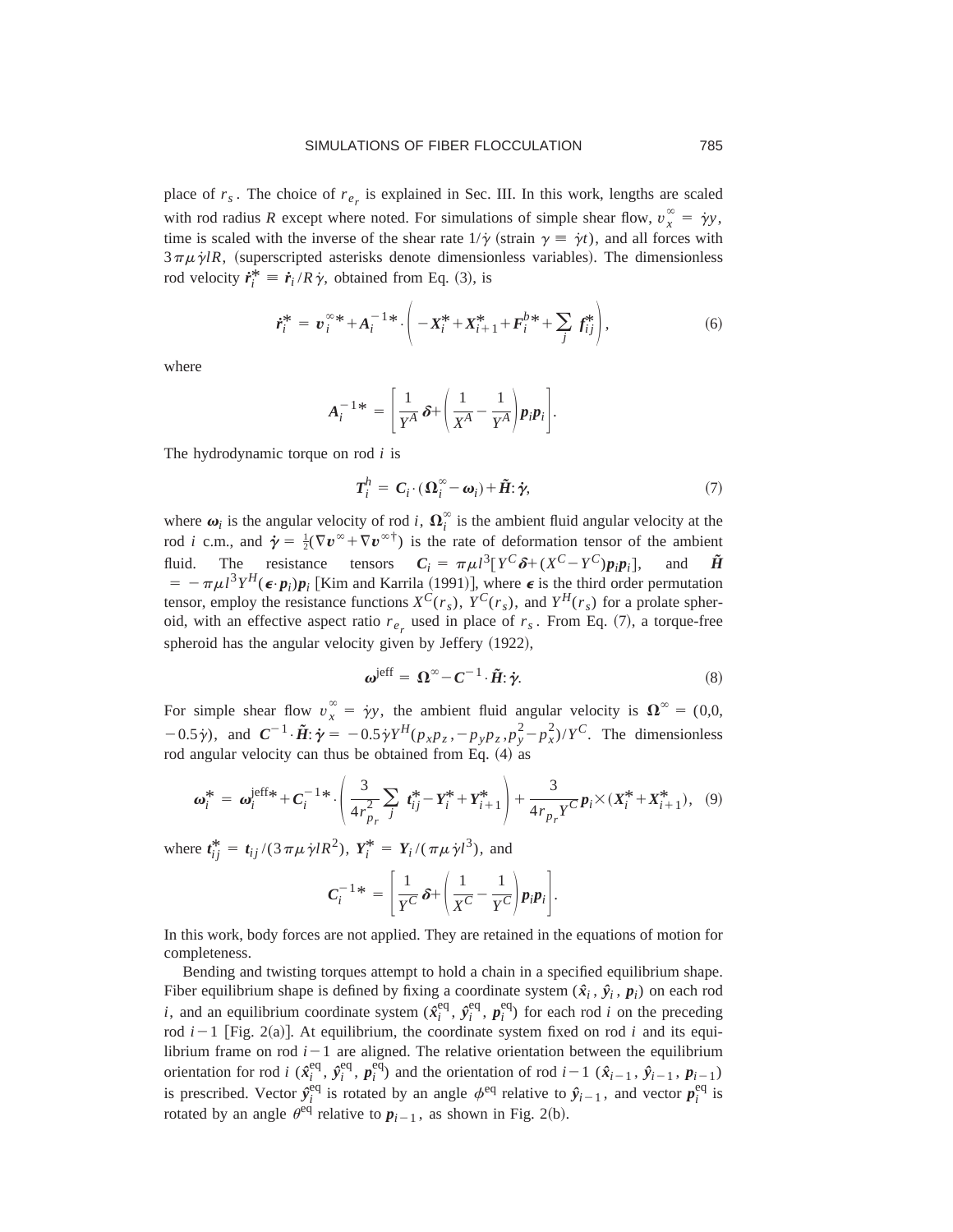place of $r_s$. The choice of $r_{e_r}$ is explained in Sec. III. In this work, lengths are scaled with rod radius $R$ except where noted. For simulations of simple shear flow, $v_x^\infty = \dot{\gamma}y$, time is scaled with the inverse of the shear rate $1/\dot{\gamma}$ (strain $\gamma \equiv \dot{\gamma}t$), and all forces with $3\pi\mu\dot{\gamma}lR$, (superscripted asterisks denote dimensionless variables). The dimensionless rod velocity $\dot{\boldsymbol{r}}_i^* \equiv \dot{\boldsymbol{r}}_i/R\dot{\gamma}$, obtained from Eq. (3), is

$$\dot{\boldsymbol{r}}_i^* = \boldsymbol{v}_i^{\infty *} + \boldsymbol{A}_i^{-1*} \cdot \left( -\boldsymbol{X}_i^* + \boldsymbol{X}_{i+1}^* + \boldsymbol{F}_i^{b*} + \sum_j \boldsymbol{f}_{ij}^* \right), \tag{6}$$

where

$$\boldsymbol{A}_i^{-1*} = \left[ \frac{1}{Y^A}\boldsymbol{\delta} + \left( \frac{1}{X^A} - \frac{1}{Y^A} \right) \boldsymbol{p}_i \boldsymbol{p}_i \right].$$

The hydrodynamic torque on rod $i$ is

$$\boldsymbol{T}_i^h = \boldsymbol{C}_i \cdot (\boldsymbol{\Omega}_i^\infty - \boldsymbol{\omega}_i) + \tilde{\boldsymbol{H}} : \dot{\boldsymbol{\gamma}}, \tag{7}$$

where $\boldsymbol{\omega}_i$ is the angular velocity of rod $i$, $\boldsymbol{\Omega}_i^\infty$ is the ambient fluid angular velocity at the rod $i$ c.m., and $\dot{\boldsymbol{\gamma}} = \frac{1}{2}(\nabla \boldsymbol{v}^\infty + \nabla \boldsymbol{v}^{\infty\dagger})$ is the rate of deformation tensor of the ambient fluid. The resistance tensors $\boldsymbol{C}_i = \pi\mu l^3 [Y^C \boldsymbol{\delta} + (X^C - Y^C)\boldsymbol{p}_i \boldsymbol{p}_i]$, and $\tilde{\boldsymbol{H}} = -\pi\mu l^3 Y^H (\boldsymbol{\epsilon} \cdot \boldsymbol{p}_i)\boldsymbol{p}_i$ [Kim and Karrila (1991)], where $\boldsymbol{\epsilon}$ is the third order permutation tensor, employ the resistance functions $X^C(r_s)$, $Y^C(r_s)$, and $Y^H(r_s)$ for a prolate spheroid, with an effective aspect ratio $r_{e_r}$ used in place of $r_s$. From Eq. (7), a torque-free spheroid has the angular velocity given by Jeffery (1922),

$$\boldsymbol{\omega}^{\text{jeff}} = \boldsymbol{\Omega}^\infty - \boldsymbol{C}^{-1} \cdot \tilde{\boldsymbol{H}} : \dot{\boldsymbol{\gamma}}. \tag{8}$$

For simple shear flow $v_x^\infty = \dot{\gamma}y$, the ambient fluid angular velocity is $\boldsymbol{\Omega}^\infty = (0,0,-0.5\dot{\gamma})$, and $\boldsymbol{C}^{-1} \cdot \tilde{\boldsymbol{H}} : \dot{\boldsymbol{\gamma}} = -0.5\dot{\gamma} Y^H (p_x p_z, -p_y p_z, p_y^2 - p_x^2)/Y^C$. The dimensionless rod angular velocity can thus be obtained from Eq. (4) as

$$\boldsymbol{\omega}_i^* = \boldsymbol{\omega}_i^{\text{jeff}*} + \boldsymbol{C}_i^{-1*} \cdot \left( \frac{3}{4r_{p_r}^2} \sum_j \boldsymbol{t}_{ij}^* - \boldsymbol{Y}_i^* + \boldsymbol{Y}_{i+1}^* \right) + \frac{3}{4r_{p_r} Y^C} \boldsymbol{p}_i \times (\boldsymbol{X}_i^* + \boldsymbol{X}_{i+1}^*), \tag{9}$$

where $\boldsymbol{t}_{ij}^* = \boldsymbol{t}_{ij}/(3\pi\mu\dot{\gamma}lR^2)$, $\boldsymbol{Y}_i^* = \boldsymbol{Y}_i/(\pi\mu\dot{\gamma}l^3)$, and

$$\boldsymbol{C}_i^{-1*} = \left[ \frac{1}{Y^C}\boldsymbol{\delta} + \left( \frac{1}{X^C} - \frac{1}{Y^C} \right) \boldsymbol{p}_i \boldsymbol{p}_i \right].$$

In this work, body forces are not applied. They are retained in the equations of motion for completeness.

Bending and twisting torques attempt to hold a chain in a specified equilibrium shape. Fiber equilibrium shape is defined by fixing a coordinate system $(\hat{\boldsymbol{x}}_i, \hat{\boldsymbol{y}}_i, \boldsymbol{p}_i)$ on each rod $i$, and an equilibrium coordinate system $(\hat{\boldsymbol{x}}_i^{\text{eq}}, \hat{\boldsymbol{y}}_i^{\text{eq}}, \boldsymbol{p}_i^{\text{eq}})$ for each rod $i$ on the preceding rod $i-1$ [Fig. 2(a)]. At equilibrium, the coordinate system fixed on rod $i$ and its equilibrium frame on rod $i-1$ are aligned. The relative orientation between the equilibrium orientation for rod $i$ $(\hat{\boldsymbol{x}}_i^{\text{eq}}, \hat{\boldsymbol{y}}_i^{\text{eq}}, \boldsymbol{p}_i^{\text{eq}})$ and the orientation of rod $i-1$ $(\hat{\boldsymbol{x}}_{i-1}, \hat{\boldsymbol{y}}_{i-1}, \boldsymbol{p}_{i-1})$ is prescribed. Vector $\hat{\boldsymbol{y}}_i^{\text{eq}}$ is rotated by an angle $\phi^{\text{eq}}$ relative to $\hat{\boldsymbol{y}}_{i-1}$, and vector $\boldsymbol{p}_i^{\text{eq}}$ is rotated by an angle $\theta^{\text{eq}}$ relative to $\boldsymbol{p}_{i-1}$, as shown in Fig. 2(b).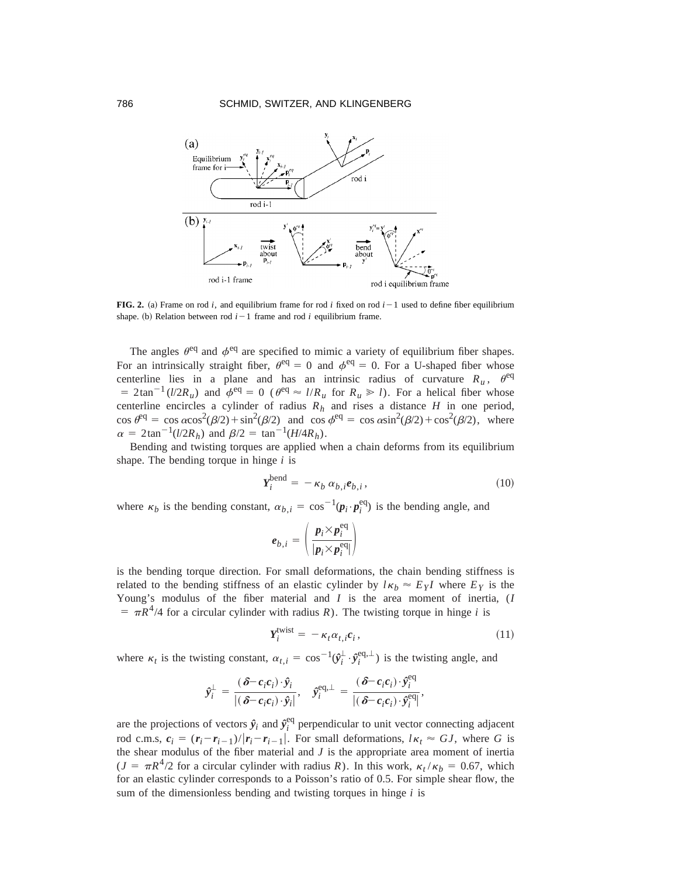**FIG. 2.** (a) Frame on rod $i$, and equilibrium frame for rod $i$ fixed on rod $i-1$ used to define fiber equilibrium shape. (b) Relation between rod $i-1$ frame and rod $i$ equilibrium frame.

The angles $\theta^{\mathrm{eq}}$ and $\phi^{\mathrm{eq}}$ are specified to mimic a variety of equilibrium fiber shapes. For an intrinsically straight fiber, $\theta^{\mathrm{eq}} = 0$ and $\phi^{\mathrm{eq}} = 0$. For a U-shaped fiber whose centerline lies in a plane and has an intrinsic radius of curvature $R_u$, $\theta^{\mathrm{eq}} = 2\tan^{-1}(l/2R_u)$ and $\phi^{\mathrm{eq}} = 0$ ($\theta^{\mathrm{eq}} \approx l/R_u$ for $R_u \gg l$). For a helical fiber whose centerline encircles a cylinder of radius $R_h$ and rises a distance $H$ in one period, $\cos\theta^{\mathrm{eq}} = \cos\alpha\cos^2(\beta/2) + \sin^2(\beta/2)$ and $\cos\phi^{\mathrm{eq}} = \cos\alpha\sin^2(\beta/2) + \cos^2(\beta/2)$, where $\alpha = 2\tan^{-1}(l/2R_h)$ and $\beta/2 = \tan^{-1}(H/4R_h)$.

Bending and twisting torques are applied when a chain deforms from its equilibrium shape. The bending torque in hinge $i$ is

$$\boldsymbol{Y}_i^{\mathrm{bend}} = -\kappa_b\, \alpha_{b,i} \boldsymbol{e}_{b,i}, \tag{10}$$

where $\kappa_b$ is the bending constant, $\alpha_{b,i} = \cos^{-1}(\boldsymbol{p}_i \cdot \boldsymbol{p}_i^{\mathrm{eq}})$ is the bending angle, and

$$\boldsymbol{e}_{b,i} = \left( \frac{\boldsymbol{p}_i \times \boldsymbol{p}_i^{\mathrm{eq}}}{|\boldsymbol{p}_i \times \boldsymbol{p}_i^{\mathrm{eq}}|} \right)$$

is the bending torque direction. For small deformations, the chain bending stiffness is related to the bending stiffness of an elastic cylinder by $l\kappa_b \approx E_Y I$ where $E_Y$ is the Young's modulus of the fiber material and $I$ is the area moment of inertia, ($I = \pi R^4/4$ for a circular cylinder with radius $R$). The twisting torque in hinge $i$ is

$$\boldsymbol{Y}_i^{\mathrm{twist}} = -\kappa_t \alpha_{t,i} \boldsymbol{c}_i, \tag{11}$$

where $\kappa_t$ is the twisting constant, $\alpha_{t,i} = \cos^{-1}(\hat{\boldsymbol{y}}_i^{\perp} \cdot \hat{\boldsymbol{y}}_i^{\mathrm{eq},\perp})$ is the twisting angle, and

$$\hat{\boldsymbol{y}}_i^{\perp} = \frac{(\boldsymbol{\delta} - \boldsymbol{c}_i\boldsymbol{c}_i) \cdot \hat{\boldsymbol{y}}_i}{|(\boldsymbol{\delta} - \boldsymbol{c}_i\boldsymbol{c}_i) \cdot \hat{\boldsymbol{y}}_i|}, \quad \hat{\boldsymbol{y}}_i^{\mathrm{eq},\perp} = \frac{(\boldsymbol{\delta} - \boldsymbol{c}_i\boldsymbol{c}_i) \cdot \hat{\boldsymbol{y}}_i^{\mathrm{eq}}}{|(\boldsymbol{\delta} - \boldsymbol{c}_i\boldsymbol{c}_i) \cdot \hat{\boldsymbol{y}}_i^{\mathrm{eq}}|},$$

are the projections of vectors $\hat{\boldsymbol{y}}_i$ and $\hat{\boldsymbol{y}}_i^{\mathrm{eq}}$ perpendicular to unit vector connecting adjacent rod c.m.s, $\boldsymbol{c}_i = (\boldsymbol{r}_i - \boldsymbol{r}_{i-1})/|\boldsymbol{r}_i - \boldsymbol{r}_{i-1}|$. For small deformations, $l\kappa_t \approx GJ$, where $G$ is the shear modulus of the fiber material and $J$ is the appropriate area moment of inertia ($J = \pi R^4/2$ for a circular cylinder with radius $R$). In this work, $\kappa_t/\kappa_b = 0.67$, which for an elastic cylinder corresponds to a Poisson's ratio of 0.5. For simple shear flow, the sum of the dimensionless bending and twisting torques in hinge $i$ is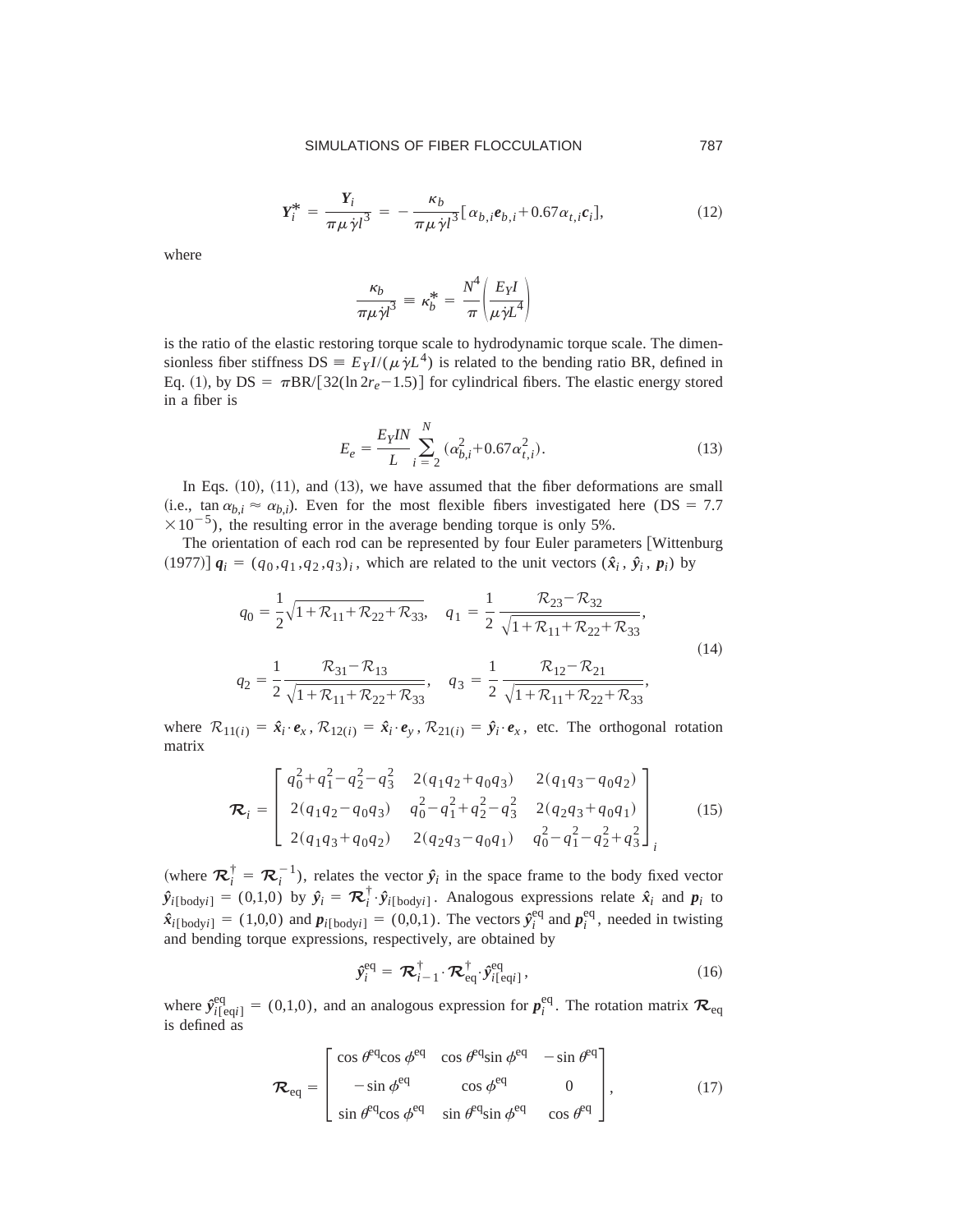$$\boldsymbol{Y}_i^* = \frac{\boldsymbol{Y}_i}{\pi \mu \dot{\gamma} l^3} = -\frac{\kappa_b}{\pi \mu \dot{\gamma} l^3}[\alpha_{b,i}\boldsymbol{e}_{b,i} + 0.67\alpha_{t,i}\boldsymbol{c}_i], \tag{12}$$

where

$$\frac{\kappa_b}{\pi \mu \dot{\gamma} l^3} \equiv \kappa_b^* = \frac{N^4}{\pi}\left(\frac{E_Y I}{\mu \dot{\gamma} L^4}\right)$$

is the ratio of the elastic restoring torque scale to hydrodynamic torque scale. The dimensionless fiber stiffness DS $\equiv E_Y I/(\mu \dot{\gamma} L^4)$ is related to the bending ratio BR, defined in Eq. (1), by DS $= \pi$BR$/[32(\ln 2r_e - 1.5)]$ for cylindrical fibers. The elastic energy stored in a fiber is

$$E_e = \frac{E_Y I N}{L}\sum_{i=2}^{N}(\alpha_{b,i}^2 + 0.67\alpha_{t,i}^2). \tag{13}$$

In Eqs. (10), (11), and (13), we have assumed that the fiber deformations are small (i.e., $\tan \alpha_{b,i} \approx \alpha_{b,i}$). Even for the most flexible fibers investigated here (DS $= 7.7 \times 10^{-5}$), the resulting error in the average bending torque is only 5%.

The orientation of each rod can be represented by four Euler parameters [Wittenburg (1977)] $\boldsymbol{q}_i = (q_0, q_1, q_2, q_3)_i$, which are related to the unit vectors $(\hat{\boldsymbol{x}}_i, \hat{\boldsymbol{y}}_i, \boldsymbol{p}_i)$ by

$$q_0 = \frac{1}{2}\sqrt{1+\mathcal{R}_{11}+\mathcal{R}_{22}+\mathcal{R}_{33}}, \quad q_1 = \frac{1}{2}\frac{\mathcal{R}_{23}-\mathcal{R}_{32}}{\sqrt{1+\mathcal{R}_{11}+\mathcal{R}_{22}+\mathcal{R}_{33}}},$$
$$q_2 = \frac{1}{2}\frac{\mathcal{R}_{31}-\mathcal{R}_{13}}{\sqrt{1+\mathcal{R}_{11}+\mathcal{R}_{22}+\mathcal{R}_{33}}}, \quad q_3 = \frac{1}{2}\frac{\mathcal{R}_{12}-\mathcal{R}_{21}}{\sqrt{1+\mathcal{R}_{11}+\mathcal{R}_{22}+\mathcal{R}_{33}}}, \tag{14}$$

where $\mathcal{R}_{11(i)} = \hat{\boldsymbol{x}}_i \cdot \boldsymbol{e}_x$, $\mathcal{R}_{12(i)} = \hat{\boldsymbol{x}}_i \cdot \boldsymbol{e}_y$, $\mathcal{R}_{21(i)} = \hat{\boldsymbol{y}}_i \cdot \boldsymbol{e}_x$, etc. The orthogonal rotation matrix

$$\boldsymbol{\mathcal{R}}_i = \begin{bmatrix} q_0^2+q_1^2-q_2^2-q_3^2 & 2(q_1q_2+q_0q_3) & 2(q_1q_3-q_0q_2) \\ 2(q_1q_2-q_0q_3) & q_0^2-q_1^2+q_2^2-q_3^2 & 2(q_2q_3+q_0q_1) \\ 2(q_1q_3+q_0q_2) & 2(q_2q_3-q_0q_1) & q_0^2-q_1^2-q_2^2+q_3^2 \end{bmatrix}_i \tag{15}$$

(where $\boldsymbol{\mathcal{R}}_i^\dagger = \boldsymbol{\mathcal{R}}_i^{-1}$), relates the vector $\hat{\boldsymbol{y}}_i$ in the space frame to the body fixed vector $\hat{\boldsymbol{y}}_{i[\text{body}i]} = (0,1,0)$ by $\hat{\boldsymbol{y}}_i = \boldsymbol{\mathcal{R}}_i^\dagger \cdot \hat{\boldsymbol{y}}_{i[\text{body}i]}$. Analogous expressions relate $\hat{\boldsymbol{x}}_i$ and $\boldsymbol{p}_i$ to $\hat{\boldsymbol{x}}_{i[\text{body}i]} = (1,0,0)$ and $\boldsymbol{p}_{i[\text{body}i]} = (0,0,1)$. The vectors $\hat{\boldsymbol{y}}_i^{\text{eq}}$ and $\boldsymbol{p}_i^{\text{eq}}$, needed in twisting and bending torque expressions, respectively, are obtained by

$$\hat{\boldsymbol{y}}_i^{\text{eq}} = \boldsymbol{\mathcal{R}}_{i-1}^\dagger \cdot \boldsymbol{\mathcal{R}}_{\text{eq}}^\dagger \cdot \hat{\boldsymbol{y}}_{i[\text{eq}i]}^{\text{eq}}, \tag{16}$$

where $\hat{\boldsymbol{y}}_{i[\text{eq}i]}^{\text{eq}} = (0,1,0)$, and an analogous expression for $\boldsymbol{p}_i^{\text{eq}}$. The rotation matrix $\boldsymbol{\mathcal{R}}_{\text{eq}}$ is defined as

$$\boldsymbol{\mathcal{R}}_{\text{eq}} = \begin{bmatrix} \cos\theta^{\text{eq}}\cos\phi^{\text{eq}} & \cos\theta^{\text{eq}}\sin\phi^{\text{eq}} & -\sin\theta^{\text{eq}} \\ -\sin\phi^{\text{eq}} & \cos\phi^{\text{eq}} & 0 \\ \sin\theta^{\text{eq}}\cos\phi^{\text{eq}} & \sin\theta^{\text{eq}}\sin\phi^{\text{eq}} & \cos\theta^{\text{eq}} \end{bmatrix}, \tag{17}$$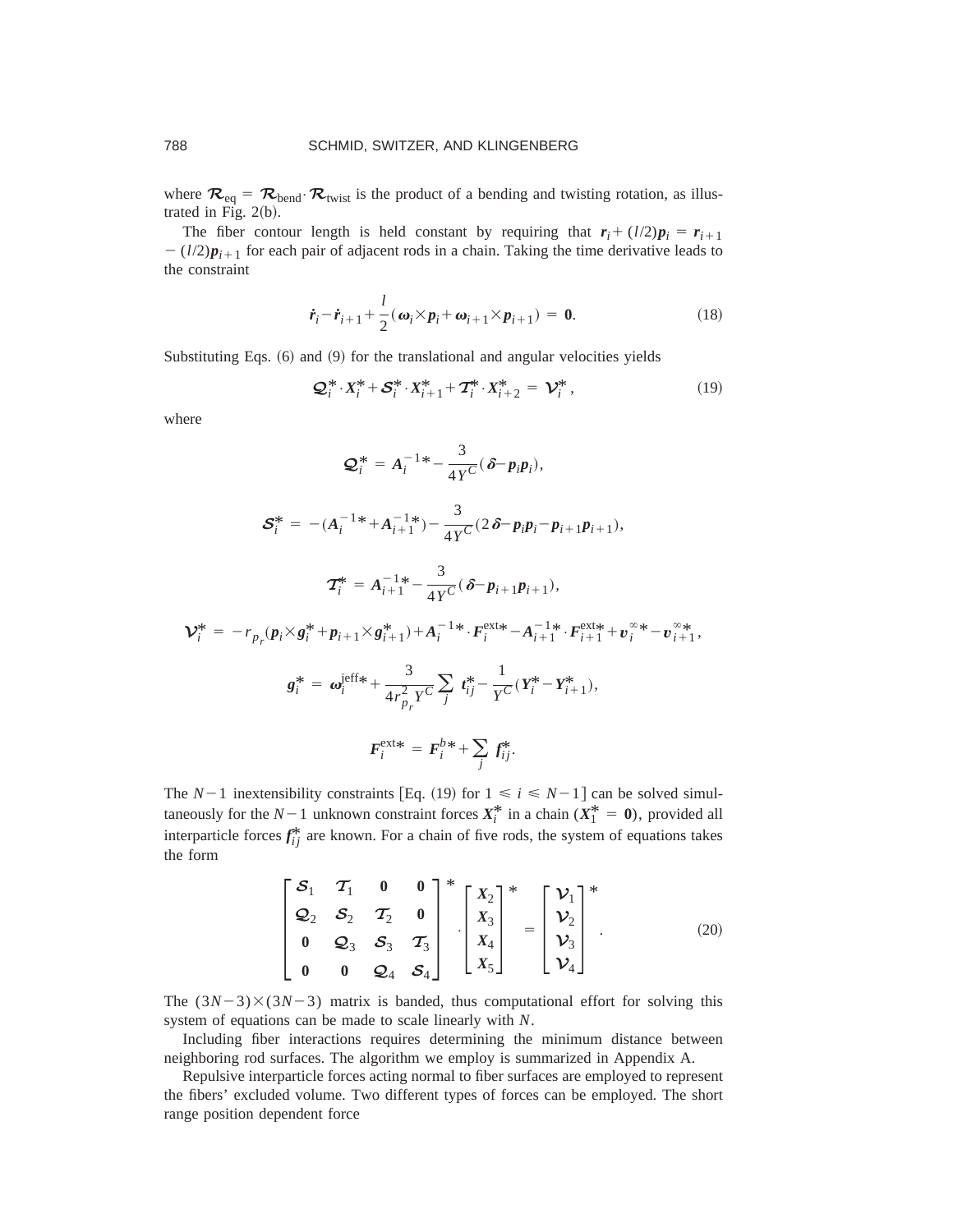where $\boldsymbol{\mathcal{R}}_{\text{eq}} = \boldsymbol{\mathcal{R}}_{\text{bend}} \cdot \boldsymbol{\mathcal{R}}_{\text{twist}}$ is the product of a bending and twisting rotation, as illustrated in Fig. 2(b).

The fiber contour length is held constant by requiring that $\boldsymbol{r}_i + (l/2)\boldsymbol{p}_i = \boldsymbol{r}_{i+1} - (l/2)\boldsymbol{p}_{i+1}$ for each pair of adjacent rods in a chain. Taking the time derivative leads to the constraint

$$\dot{\boldsymbol{r}}_i - \dot{\boldsymbol{r}}_{i+1} + \frac{l}{2}(\boldsymbol{\omega}_i \times \boldsymbol{p}_i + \boldsymbol{\omega}_{i+1} \times \boldsymbol{p}_{i+1}) = \mathbf{0}. \tag{18}$$

Substituting Eqs. (6) and (9) for the translational and angular velocities yields

$$\boldsymbol{\mathcal{Q}}_i^* \cdot \boldsymbol{X}_i^* + \boldsymbol{\mathcal{S}}_i^* \cdot \boldsymbol{X}_{i+1}^* + \boldsymbol{\mathcal{T}}_i^* \cdot \boldsymbol{X}_{i+2}^* = \boldsymbol{\mathcal{V}}_i^*, \tag{19}$$

where

$$\boldsymbol{\mathcal{Q}}_i^* = \boldsymbol{A}_i^{-1*} - \frac{3}{4Y^C}(\boldsymbol{\delta} - \boldsymbol{p}_i\boldsymbol{p}_i),$$

$$\boldsymbol{\mathcal{S}}_i^* = -(\boldsymbol{A}_i^{-1*} + \boldsymbol{A}_{i+1}^{-1*}) - \frac{3}{4Y^C}(2\boldsymbol{\delta} - \boldsymbol{p}_i\boldsymbol{p}_i - \boldsymbol{p}_{i+1}\boldsymbol{p}_{i+1}),$$

$$\boldsymbol{\mathcal{T}}_i^* = \boldsymbol{A}_{i+1}^{-1*} - \frac{3}{4Y^C}(\boldsymbol{\delta} - \boldsymbol{p}_{i+1}\boldsymbol{p}_{i+1}),$$

$$\boldsymbol{\mathcal{V}}_i^* = -r_{p_r}(\boldsymbol{p}_i \times \boldsymbol{g}_i^* + \boldsymbol{p}_{i+1} \times \boldsymbol{g}_{i+1}^*) + \boldsymbol{A}_i^{-1*} \cdot \boldsymbol{F}_i^{\text{ext}*} - \boldsymbol{A}_{i+1}^{-1*} \cdot \boldsymbol{F}_{i+1}^{\text{ext}*} + \boldsymbol{v}_i^{\infty*} - \boldsymbol{v}_{i+1}^{\infty*},$$

$$\boldsymbol{g}_i^* = \boldsymbol{\omega}_i^{\text{jeff}*} + \frac{3}{4r_{p_r}^2 Y^C}\sum_j \boldsymbol{t}_{ij}^* - \frac{1}{Y^C}(\boldsymbol{Y}_i^* - \boldsymbol{Y}_{i+1}^*),$$

$$\boldsymbol{F}_i^{\text{ext}*} = \boldsymbol{F}_i^{b*} + \sum_j \boldsymbol{f}_{ij}^*.$$

The $N-1$ inextensibility constraints [Eq. (19) for $1 \leqslant i \leqslant N-1$] can be solved simultaneously for the $N-1$ unknown constraint forces $\boldsymbol{X}_i^*$ in a chain ($\boldsymbol{X}_1^* = \mathbf{0}$), provided all interparticle forces $\boldsymbol{f}_{ij}^*$ are known. For a chain of five rods, the system of equations takes the form

$$\begin{bmatrix} \boldsymbol{\mathcal{S}}_1 & \boldsymbol{\mathcal{T}}_1 & \mathbf{0} & \mathbf{0} \\ \boldsymbol{\mathcal{Q}}_2 & \boldsymbol{\mathcal{S}}_2 & \boldsymbol{\mathcal{T}}_2 & \mathbf{0} \\ \mathbf{0} & \boldsymbol{\mathcal{Q}}_3 & \boldsymbol{\mathcal{S}}_3 & \boldsymbol{\mathcal{T}}_3 \\ \mathbf{0} & \mathbf{0} & \boldsymbol{\mathcal{Q}}_4 & \boldsymbol{\mathcal{S}}_4 \end{bmatrix}^* \cdot \begin{bmatrix} \boldsymbol{X}_2 \\ \boldsymbol{X}_3 \\ \boldsymbol{X}_4 \\ \boldsymbol{X}_5 \end{bmatrix}^* = \begin{bmatrix} \boldsymbol{\mathcal{V}}_1 \\ \boldsymbol{\mathcal{V}}_2 \\ \boldsymbol{\mathcal{V}}_3 \\ \boldsymbol{\mathcal{V}}_4 \end{bmatrix}^*. \tag{20}$$

The $(3N-3)\times(3N-3)$ matrix is banded, thus computational effort for solving this system of equations can be made to scale linearly with $N$.

Including fiber interactions requires determining the minimum distance between neighboring rod surfaces. The algorithm we employ is summarized in Appendix A.

Repulsive interparticle forces acting normal to fiber surfaces are employed to represent the fibers' excluded volume. Two different types of forces can be employed. The short range position dependent force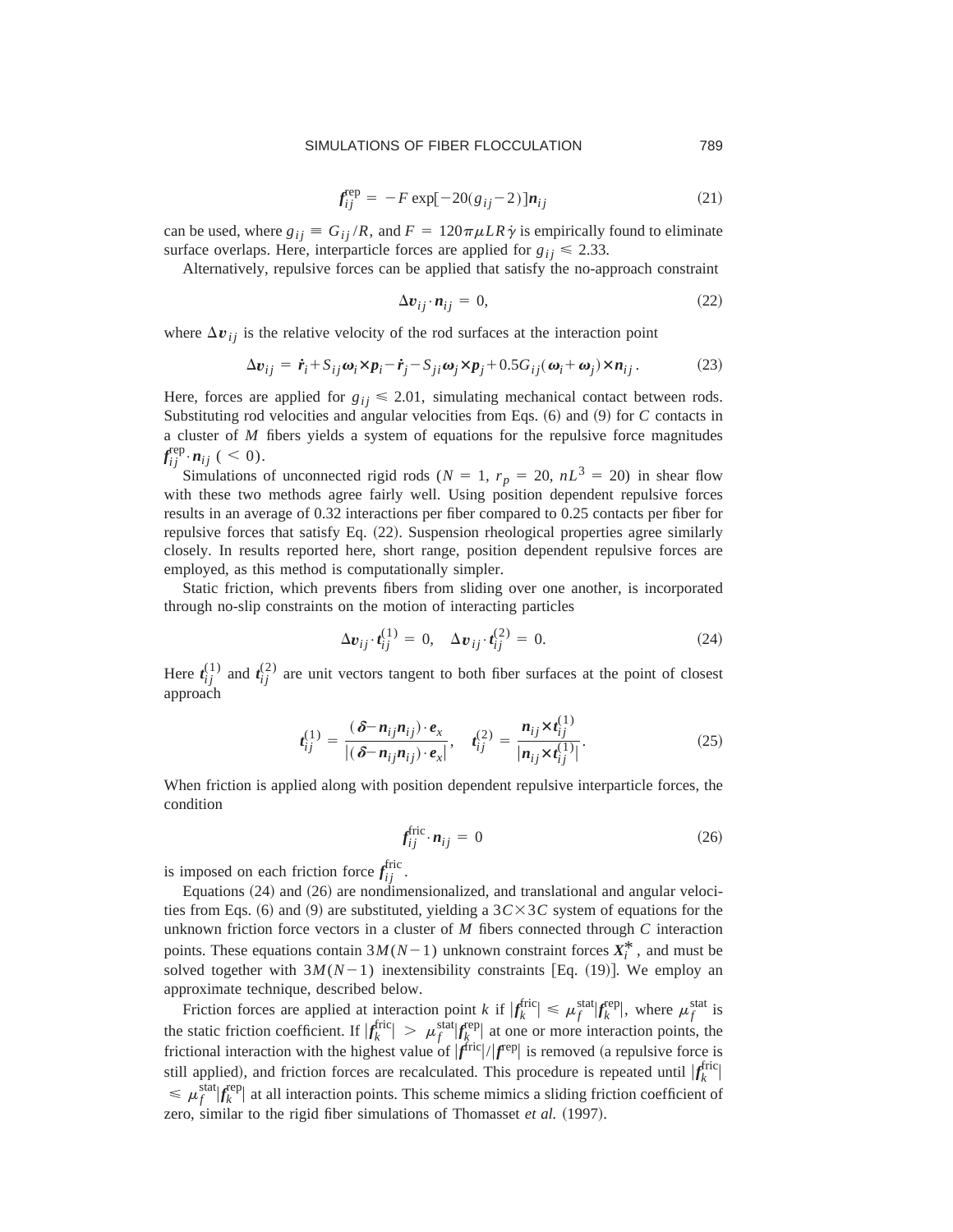$$\boldsymbol{f}_{ij}^{\text{rep}} = -F \exp[-20(g_{ij}-2)]\boldsymbol{n}_{ij} \tag{21}$$

can be used, where $g_{ij} \equiv G_{ij}/R$, and $F = 120\pi\mu LR\dot{\gamma}$ is empirically found to eliminate surface overlaps. Here, interparticle forces are applied for $g_{ij} \leqslant 2.33$.

Alternatively, repulsive forces can be applied that satisfy the no-approach constraint

$$\Delta \boldsymbol{v}_{ij} \cdot \boldsymbol{n}_{ij} = 0, \tag{22}$$

where $\Delta \boldsymbol{v}_{ij}$ is the relative velocity of the rod surfaces at the interaction point

$$\Delta \boldsymbol{v}_{ij} = \dot{\boldsymbol{r}}_i + S_{ij}\boldsymbol{\omega}_i \times \boldsymbol{p}_i - \dot{\boldsymbol{r}}_j - S_{ji}\boldsymbol{\omega}_j \times \boldsymbol{p}_j + 0.5G_{ij}(\boldsymbol{\omega}_i + \boldsymbol{\omega}_j) \times \boldsymbol{n}_{ij}. \tag{23}$$

Here, forces are applied for $g_{ij} \leqslant 2.01$, simulating mechanical contact between rods. Substituting rod velocities and angular velocities from Eqs. (6) and (9) for $C$ contacts in a cluster of $M$ fibers yields a system of equations for the repulsive force magnitudes $\boldsymbol{f}_{ij}^{\text{rep}} \cdot \boldsymbol{n}_{ij}$ $(<0)$.

Simulations of unconnected rigid rods ($N = 1$, $r_p = 20$, $nL^3 = 20$) in shear flow with these two methods agree fairly well. Using position dependent repulsive forces results in an average of 0.32 interactions per fiber compared to 0.25 contacts per fiber for repulsive forces that satisfy Eq. (22). Suspension rheological properties agree similarly closely. In results reported here, short range, position dependent repulsive forces are employed, as this method is computationally simpler.

Static friction, which prevents fibers from sliding over one another, is incorporated through no-slip constraints on the motion of interacting particles

$$\Delta \boldsymbol{v}_{ij} \cdot \boldsymbol{t}_{ij}^{(1)} = 0, \quad \Delta \boldsymbol{v}_{ij} \cdot \boldsymbol{t}_{ij}^{(2)} = 0. \tag{24}$$

Here $\boldsymbol{t}_{ij}^{(1)}$ and $\boldsymbol{t}_{ij}^{(2)}$ are unit vectors tangent to both fiber surfaces at the point of closest approach

$$\boldsymbol{t}_{ij}^{(1)} = \frac{(\boldsymbol{\delta} - \boldsymbol{n}_{ij}\boldsymbol{n}_{ij}) \cdot \boldsymbol{e}_x}{|(\boldsymbol{\delta} - \boldsymbol{n}_{ij}\boldsymbol{n}_{ij}) \cdot \boldsymbol{e}_x|}, \quad \boldsymbol{t}_{ij}^{(2)} = \frac{\boldsymbol{n}_{ij} \times \boldsymbol{t}_{ij}^{(1)}}{|\boldsymbol{n}_{ij} \times \boldsymbol{t}_{ij}^{(1)}|}. \tag{25}$$

When friction is applied along with position dependent repulsive interparticle forces, the condition

$$\boldsymbol{f}_{ij}^{\text{fric}} \cdot \boldsymbol{n}_{ij} = 0 \tag{26}$$

is imposed on each friction force $\boldsymbol{f}_{ij}^{\text{fric}}$.

Equations (24) and (26) are nondimensionalized, and translational and angular velocities from Eqs. (6) and (9) are substituted, yielding a $3C \times 3C$ system of equations for the unknown friction force vectors in a cluster of $M$ fibers connected through $C$ interaction points. These equations contain $3M(N-1)$ unknown constraint forces $\boldsymbol{X}_i^*$, and must be solved together with $3M(N-1)$ inextensibility constraints [Eq. (19)]. We employ an approximate technique, described below.

Friction forces are applied at interaction point $k$ if $|\boldsymbol{f}_k^{\text{fric}}| \leqslant \mu_f^{\text{stat}}|\boldsymbol{f}_k^{\text{rep}}|$, where $\mu_f^{\text{stat}}$ is the static friction coefficient. If $|\boldsymbol{f}_k^{\text{fric}}| > \mu_f^{\text{stat}}|\boldsymbol{f}_k^{\text{rep}}|$ at one or more interaction points, the frictional interaction with the highest value of $|\boldsymbol{f}^{\text{fric}}|/|\boldsymbol{f}^{\text{rep}}|$ is removed (a repulsive force is still applied), and friction forces are recalculated. This procedure is repeated until $|\boldsymbol{f}_k^{\text{fric}}| \leqslant \mu_f^{\text{stat}}|\boldsymbol{f}_k^{\text{rep}}|$ at all interaction points. This scheme mimics a sliding friction coefficient of zero, similar to the rigid fiber simulations of Thomasset *et al.* (1997).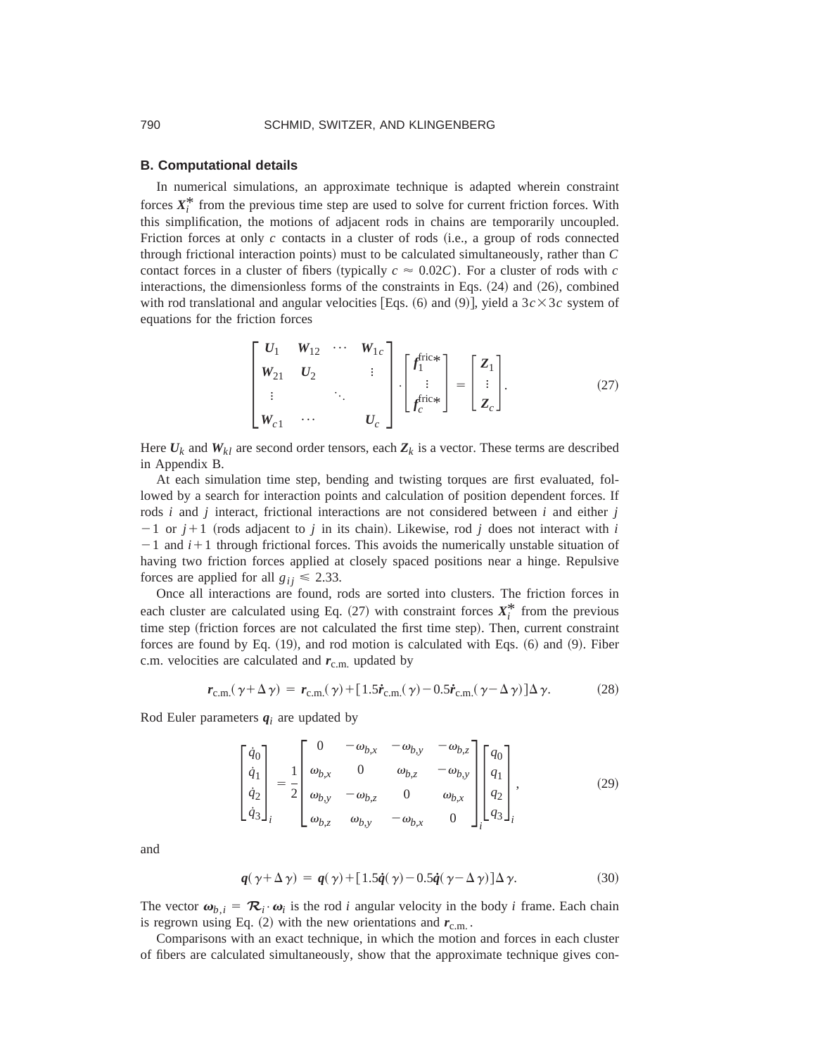### B. Computational details

In numerical simulations, an approximate technique is adapted wherein constraint forces $\boldsymbol{X}_i^*$ from the previous time step are used to solve for current friction forces. With this simplification, the motions of adjacent rods in chains are temporarily uncoupled. Friction forces at only $c$ contacts in a cluster of rods (i.e., a group of rods connected through frictional interaction points) must to be calculated simultaneously, rather than $C$ contact forces in a cluster of fibers (typically $c \approx 0.02C$). For a cluster of rods with $c$ interactions, the dimensionless forms of the constraints in Eqs. (24) and (26), combined with rod translational and angular velocities [Eqs. (6) and (9)], yield a $3c \times 3c$ system of equations for the friction forces

$$\begin{bmatrix} \boldsymbol{U}_1 & \boldsymbol{W}_{12} & \cdots & \boldsymbol{W}_{1c} \\ \boldsymbol{W}_{21} & \boldsymbol{U}_2 & & \vdots \\ \vdots & & \ddots & \\ \boldsymbol{W}_{c1} & \cdots & & \boldsymbol{U}_c \end{bmatrix} \cdot \begin{bmatrix} \boldsymbol{f}_1^{\text{fric}*} \\ \vdots \\ \boldsymbol{f}_c^{\text{fric}*} \end{bmatrix} = \begin{bmatrix} \boldsymbol{Z}_1 \\ \vdots \\ \boldsymbol{Z}_c \end{bmatrix}. \tag{27}$$

Here $\boldsymbol{U}_k$ and $\boldsymbol{W}_{kl}$ are second order tensors, each $\boldsymbol{Z}_k$ is a vector. These terms are described in Appendix B.

At each simulation time step, bending and twisting torques are first evaluated, followed by a search for interaction points and calculation of position dependent forces. If rods $i$ and $j$ interact, frictional interactions are not considered between $i$ and either $j-1$ or $j+1$ (rods adjacent to $j$ in its chain). Likewise, rod $j$ does not interact with $i-1$ and $i+1$ through frictional forces. This avoids the numerically unstable situation of having two friction forces applied at closely spaced positions near a hinge. Repulsive forces are applied for all $g_{ij} \leqslant 2.33$.

Once all interactions are found, rods are sorted into clusters. The friction forces in each cluster are calculated using Eq. (27) with constraint forces $\boldsymbol{X}_i^*$ from the previous time step (friction forces are not calculated the first time step). Then, current constraint forces are found by Eq. (19), and rod motion is calculated with Eqs. (6) and (9). Fiber c.m. velocities are calculated and $\boldsymbol{r}_{\text{c.m.}}$ updated by

$$\boldsymbol{r}_{\text{c.m.}}(\gamma+\Delta\gamma) = \boldsymbol{r}_{\text{c.m.}}(\gamma) + [1.5\dot{\boldsymbol{r}}_{\text{c.m.}}(\gamma) - 0.5\dot{\boldsymbol{r}}_{\text{c.m.}}(\gamma-\Delta\gamma)]\Delta\gamma. \tag{28}$$

Rod Euler parameters $\boldsymbol{q}_i$ are updated by

$$\begin{bmatrix} \dot{q}_0 \\ \dot{q}_1 \\ \dot{q}_2 \\ \dot{q}_3 \end{bmatrix}_i = \frac{1}{2} \begin{bmatrix} 0 & -\omega_{b,x} & -\omega_{b,y} & -\omega_{b,z} \\ \omega_{b,x} & 0 & \omega_{b,z} & -\omega_{b,y} \\ \omega_{b,y} & -\omega_{b,z} & 0 & \omega_{b,x} \\ \omega_{b,z} & \omega_{b,y} & -\omega_{b,x} & 0 \end{bmatrix}_i \begin{bmatrix} q_0 \\ q_1 \\ q_2 \\ q_3 \end{bmatrix}_i, \tag{29}$$

and

$$\boldsymbol{q}(\gamma+\Delta\gamma) = \boldsymbol{q}(\gamma) + [1.5\dot{\boldsymbol{q}}(\gamma) - 0.5\dot{\boldsymbol{q}}(\gamma-\Delta\gamma)]\Delta\gamma. \tag{30}$$

The vector $\boldsymbol{\omega}_{b,i} = \boldsymbol{\mathcal{R}}_i \cdot \boldsymbol{\omega}_i$ is the rod $i$ angular velocity in the body $i$ frame. Each chain is regrown using Eq. (2) with the new orientations and $\boldsymbol{r}_{\text{c.m.}}$.

Comparisons with an exact technique, in which the motion and forces in each cluster of fibers are calculated simultaneously, show that the approximate technique gives con-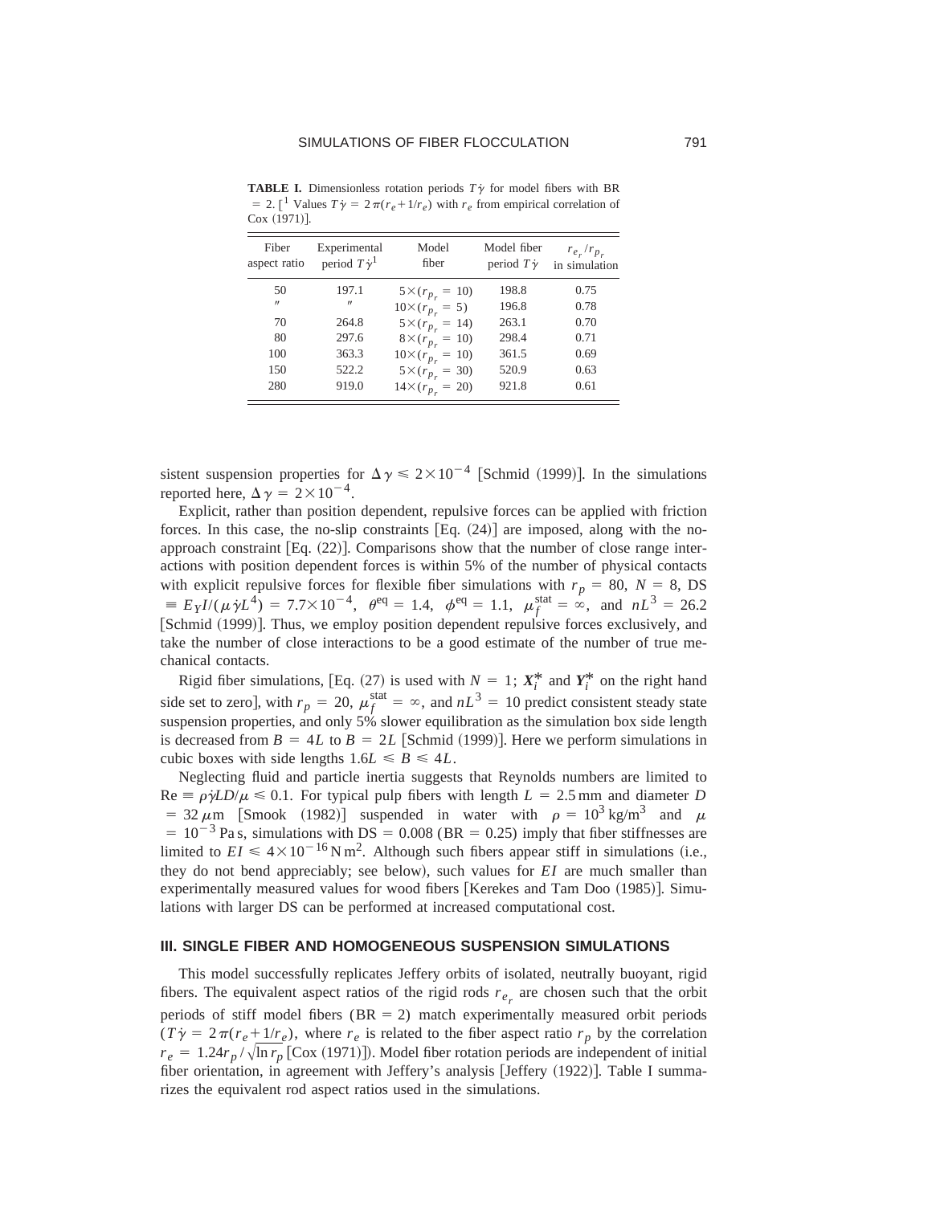**TABLE I.** Dimensionless rotation periods $T\dot{\gamma}$ for model fibers with BR = 2. [[1] Values $T\dot{\gamma} = 2\pi(r_e + 1/r_e)$ with $r_e$ from empirical correlation of Cox (1971)].

| Fiber aspect ratio | Experimental period $T\dot{\gamma}$[1] | Model fiber | Model fiber period $T\dot{\gamma}$ | $r_{e_r}/r_{p_r}$ in simulation |
|---|---|---|---|---|
| 50 | 197.1 | $5\times(r_{p_r} = 10)$ | 198.8 | 0.75 |
| ″ | ″ | $10\times(r_{p_r} = 5)$ | 196.8 | 0.78 |
| 70 | 264.8 | $5\times(r_{p_r} = 14)$ | 263.1 | 0.70 |
| 80 | 297.6 | $8\times(r_{p_r} = 10)$ | 298.4 | 0.71 |
| 100 | 363.3 | $10\times(r_{p_r} = 10)$ | 361.5 | 0.69 |
| 150 | 522.2 | $5\times(r_{p_r} = 30)$ | 520.9 | 0.63 |
| 280 | 919.0 | $14\times(r_{p_r} = 20)$ | 921.8 | 0.61 |

sistent suspension properties for $\Delta\gamma \leqslant 2\times10^{-4}$ [Schmid (1999)]. In the simulations reported here, $\Delta\gamma = 2\times10^{-4}$.

Explicit, rather than position dependent, repulsive forces can be applied with friction forces. In this case, the no-slip constraints [Eq. (24)] are imposed, along with the no-approach constraint [Eq. (22)]. Comparisons show that the number of close range interactions with position dependent forces is within 5% of the number of physical contacts with explicit repulsive forces for flexible fiber simulations with $r_p = 80$, $N = 8$, DS $\equiv E_Y I/(\mu\dot{\gamma}L^4) = 7.7\times10^{-4}$, $\theta^{\mathrm{eq}} = 1.4$, $\phi^{\mathrm{eq}} = 1.1$, $\mu_f^{\mathrm{stat}} = \infty$, and $nL^3 = 26.2$ [Schmid (1999)]. Thus, we employ position dependent repulsive forces exclusively, and take the number of close interactions to be a good estimate of the number of true mechanical contacts.

Rigid fiber simulations, [Eq. (27) is used with $N = 1$; $\boldsymbol{X}_i^*$ and $\boldsymbol{Y}_i^*$ on the right hand side set to zero], with $r_p = 20$, $\mu_f^{\mathrm{stat}} = \infty$, and $nL^3 = 10$ predict consistent steady state suspension properties, and only 5% slower equilibration as the simulation box side length is decreased from $B = 4L$ to $B = 2L$ [Schmid (1999)]. Here we perform simulations in cubic boxes with side lengths $1.6L \leqslant B \leqslant 4L$.

Neglecting fluid and particle inertia suggests that Reynolds numbers are limited to $\mathrm{Re} \equiv \rho\dot{\gamma}LD/\mu \leqslant 0.1$. For typical pulp fibers with length $L = 2.5$ mm and diameter $D = 32\,\mu$m [Smook (1982)] suspended in water with $\rho = 10^3\,\mathrm{kg/m^3}$ and $\mu = 10^{-3}$ Pa s, simulations with DS = 0.008 (BR = 0.25) imply that fiber stiffnesses are limited to $EI \leqslant 4\times10^{-16}\,\mathrm{N\,m^2}$. Although such fibers appear stiff in simulations (i.e., they do not bend appreciably; see below), such values for $EI$ are much smaller than experimentally measured values for wood fibers [Kerekes and Tam Doo (1985)]. Simulations with larger DS can be performed at increased computational cost.

## III. SINGLE FIBER AND HOMOGENEOUS SUSPENSION SIMULATIONS

This model successfully replicates Jeffery orbits of isolated, neutrally buoyant, rigid fibers. The equivalent aspect ratios of the rigid rods $r_{e_r}$ are chosen such that the orbit periods of stiff model fibers (BR = 2) match experimentally measured orbit periods ($T\dot{\gamma} = 2\pi(r_e + 1/r_e)$, where $r_e$ is related to the fiber aspect ratio $r_p$ by the correlation $r_e = 1.24 r_p/\sqrt{\ln r_p}$ [Cox (1971)]). Model fiber rotation periods are independent of initial fiber orientation, in agreement with Jeffery's analysis [Jeffery (1922)]. Table I summarizes the equivalent rod aspect ratios used in the simulations.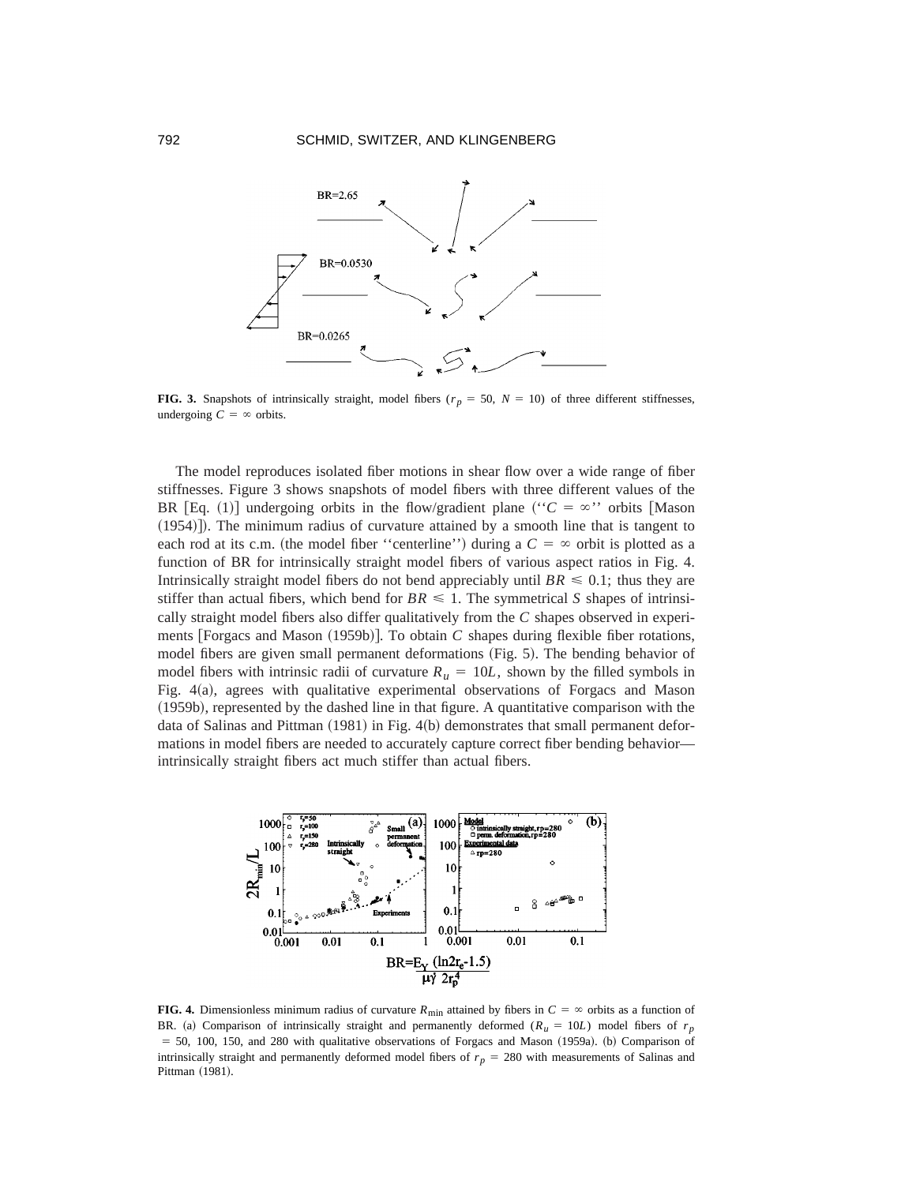**FIG. 3.** Snapshots of intrinsically straight, model fibers ($r_p = 50$, $N = 10$) of three different stiffnesses, undergoing $C = \infty$ orbits.

The model reproduces isolated fiber motions in shear flow over a wide range of fiber stiffnesses. Figure 3 shows snapshots of model fibers with three different values of the BR [Eq. (1)] undergoing orbits in the flow/gradient plane (''$C = \infty$'' orbits [Mason (1954)]). The minimum radius of curvature attained by a smooth line that is tangent to each rod at its c.m. (the model fiber ''centerline'') during a $C = \infty$ orbit is plotted as a function of BR for intrinsically straight model fibers of various aspect ratios in Fig. 4. Intrinsically straight model fibers do not bend appreciably until $BR \leqslant 0.1$; thus they are stiffer than actual fibers, which bend for $BR \leqslant 1$. The symmetrical *S* shapes of intrinsically straight model fibers also differ qualitatively from the *C* shapes observed in experiments [Forgacs and Mason (1959b)]. To obtain *C* shapes during flexible fiber rotations, model fibers are given small permanent deformations (Fig. 5). The bending behavior of model fibers with intrinsic radii of curvature $R_u = 10L$, shown by the filled symbols in Fig. 4(a), agrees with qualitative experimental observations of Forgacs and Mason (1959b), represented by the dashed line in that figure. A quantitative comparison with the data of Salinas and Pittman (1981) in Fig. 4(b) demonstrates that small permanent deformations in model fibers are needed to accurately capture correct fiber bending behavior—intrinsically straight fibers act much stiffer than actual fibers.

**FIG. 4.** Dimensionless minimum radius of curvature $R_{\min}$ attained by fibers in $C = \infty$ orbits as a function of BR. (a) Comparison of intrinsically straight and permanently deformed ($R_u = 10L$) model fibers of $r_p = 50$, 100, 150, and 280 with qualitative observations of Forgacs and Mason (1959a). (b) Comparison of intrinsically straight and permanently deformed model fibers of $r_p = 280$ with measurements of Salinas and Pittman (1981).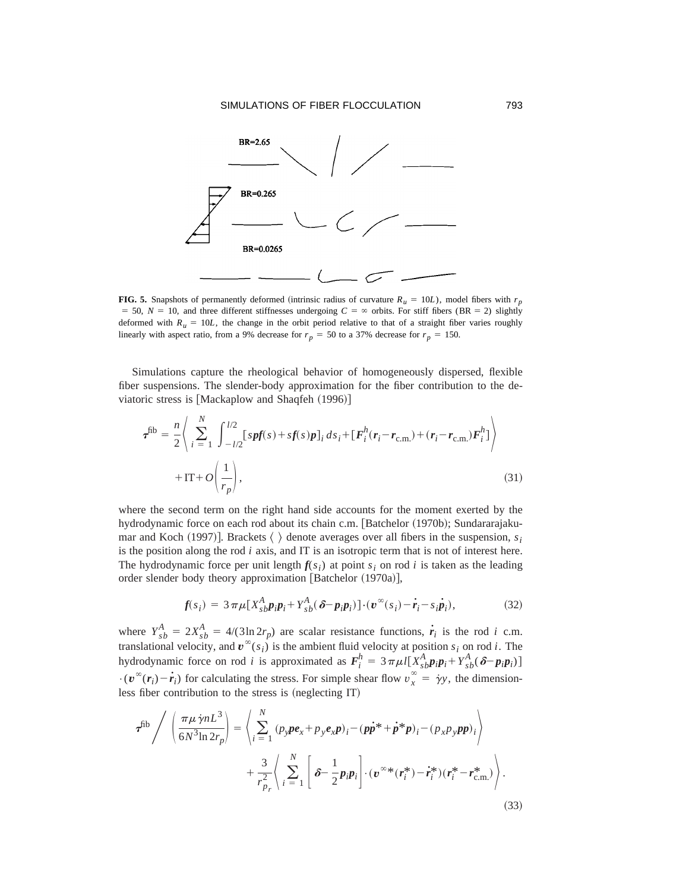**FIG. 5.** Snapshots of permanently deformed (intrinsic radius of curvature $R_u = 10L$), model fibers with $r_p = 50$, $N = 10$, and three different stiffnesses undergoing $C = \infty$ orbits. For stiff fibers (BR = 2) slightly deformed with $R_u = 10L$, the change in the orbit period relative to that of a straight fiber varies roughly linearly with aspect ratio, from a 9% decrease for $r_p = 50$ to a 37% decrease for $r_p = 150$.

Simulations capture the rheological behavior of homogeneously dispersed, flexible fiber suspensions. The slender-body approximation for the fiber contribution to the deviatoric stress is [Mackaplow and Shaqfeh (1996)]

$$\boldsymbol{\tau}^{\text{fib}} = \frac{n}{2}\left\langle \sum_{i=1}^{N} \int_{-l/2}^{l/2} [s\boldsymbol{p}\boldsymbol{f}(s) + s\boldsymbol{f}(s)\boldsymbol{p}]_i \, ds_i + [\boldsymbol{F}_i^h(\boldsymbol{r}_i - \boldsymbol{r}_{\text{c.m.}}) + (\boldsymbol{r}_i - \boldsymbol{r}_{\text{c.m.}})\boldsymbol{F}_i^h] \right\rangle + \text{IT} + O\left(\frac{1}{r_p}\right), \tag{31}$$

where the second term on the right hand side accounts for the moment exerted by the hydrodynamic force on each rod about its chain c.m. [Batchelor (1970b); Sundararajakumar and Koch (1997)]. Brackets $\langle\ \rangle$ denote averages over all fibers in the suspension, $s_i$ is the position along the rod $i$ axis, and IT is an isotropic term that is not of interest here. The hydrodynamic force per unit length $\boldsymbol{f}(s_i)$ at point $s_i$ on rod $i$ is taken as the leading order slender body theory approximation [Batchelor (1970a)],

$$\boldsymbol{f}(s_i) = 3\pi\mu[X_{sb}^A \boldsymbol{p}_i\boldsymbol{p}_i + Y_{sb}^A(\boldsymbol{\delta} - \boldsymbol{p}_i\boldsymbol{p}_i)] \cdot (\boldsymbol{v}^\infty(s_i) - \dot{\boldsymbol{r}}_i - s_i\dot{\boldsymbol{p}}_i), \tag{32}$$

where $Y_{sb}^A = 2X_{sb}^A = 4/(3\ln 2r_p)$ are scalar resistance functions, $\dot{\boldsymbol{r}}_i$ is the rod $i$ c.m. translational velocity, and $\boldsymbol{v}^\infty(s_i)$ is the ambient fluid velocity at position $s_i$ on rod $i$. The hydrodynamic force on rod $i$ is approximated as $\boldsymbol{F}_i^h = 3\pi\mu l[X_{sb}^A \boldsymbol{p}_i\boldsymbol{p}_i + Y_{sb}^A(\boldsymbol{\delta} - \boldsymbol{p}_i\boldsymbol{p}_i)] \cdot (\boldsymbol{v}^\infty(\boldsymbol{r}_i) - \dot{\boldsymbol{r}}_i)$ for calculating the stress. For simple shear flow $v_x^\infty = \dot{\gamma}y$, the dimensionless fiber contribution to the stress is (neglecting IT)

$$\boldsymbol{\tau}^{\text{fib}} \bigg/ \left(\frac{\pi\mu\dot{\gamma}nL^3}{6N^3\ln 2r_p}\right) = \left\langle \sum_{i=1}^{N} (p_y\boldsymbol{p}\boldsymbol{e}_x + p_y\boldsymbol{e}_x\boldsymbol{p})_i - (\boldsymbol{p}\dot{\boldsymbol{p}}^* + \dot{\boldsymbol{p}}^*\boldsymbol{p})_i - (p_xp_y\boldsymbol{p}\boldsymbol{p})_i \right\rangle + \frac{3}{r_{p_r}^2}\left\langle \sum_{i=1}^{N}\left[\boldsymbol{\delta} - \frac{1}{2}\boldsymbol{p}_i\boldsymbol{p}_i\right] \cdot (\boldsymbol{v}^{\infty *}(\boldsymbol{r}_i^*) - \dot{\boldsymbol{r}}_i^*)(\boldsymbol{r}_i^* - \boldsymbol{r}_{\text{c.m.}}^*) \right\rangle. \tag{33}$$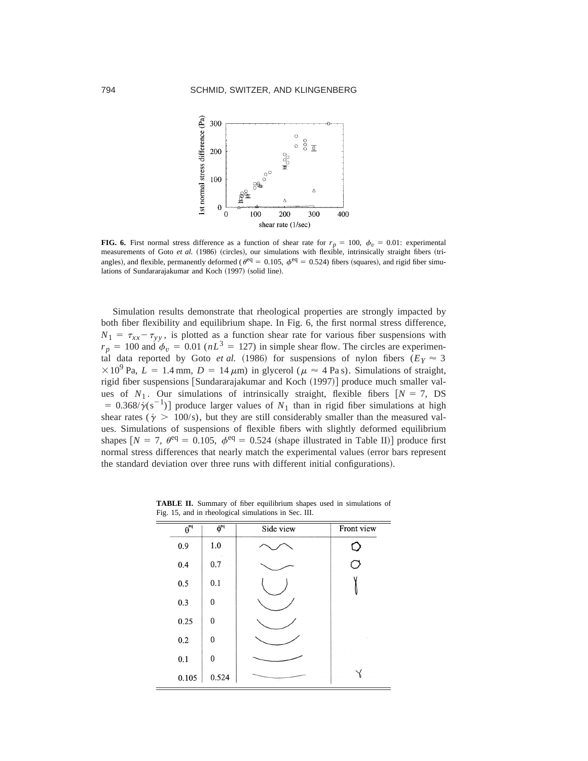**FIG. 6.** First normal stress difference as a function of shear rate for $r_p = 100$, $\phi_v = 0.01$: experimental measurements of Goto *et al.* (1986) (circles), our simulations with flexible, intrinsically straight fibers (triangles), and flexible, permanently deformed ($\theta^{\mathrm{eq}} = 0.105$, $\phi^{\mathrm{eq}} = 0.524$) fibers (squares), and rigid fiber simulations of Sundararajakumar and Koch (1997) (solid line).

Simulation results demonstrate that rheological properties are strongly impacted by both fiber flexibility and equilibrium shape. In Fig. 6, the first normal stress difference, $N_1 = \tau_{xx} - \tau_{yy}$, is plotted as a function shear rate for various fiber suspensions with $r_p = 100$ and $\phi_v = 0.01$ ($nL^3 = 127$) in simple shear flow. The circles are experimental data reported by Goto *et al.* (1986) for suspensions of nylon fibers ($E_Y \approx 3 \times 10^9$ Pa, $L = 1.4$ mm, $D = 14\ \mu$m) in glycerol ($\mu \approx 4$ Pa s). Simulations of straight, rigid fiber suspensions [Sundararajakumar and Koch (1997)] produce much smaller values of $N_1$. Our simulations of intrinsically straight, flexible fibers [$N = 7$, DS $= 0.368/\dot{\gamma}(\mathrm{s}^{-1})$] produce larger values of $N_1$ than in rigid fiber simulations at high shear rates ($\dot{\gamma} > 100$/s), but they are still considerably smaller than the measured values. Simulations of suspensions of flexible fibers with slightly deformed equilibrium shapes [$N = 7$, $\theta^{\mathrm{eq}} = 0.105$, $\phi^{\mathrm{eq}} = 0.524$ (shape illustrated in Table II)] produce first normal stress differences that nearly match the experimental values (error bars represent the standard deviation over three runs with different initial configurations).

**TABLE II.** Summary of fiber equilibrium shapes used in simulations of Fig. 15, and in rheological simulations in Sec. III.

| $\theta^{\mathrm{eq}}$ | $\phi^{\mathrm{eq}}$ | Side view | Front view |
|---|---|---|---|
| 0.9 | 1.0 | | |
| 0.4 | 0.7 | | |
| 0.5 | 0.1 | | |
| 0.3 | 0 | | |
| 0.25 | 0 | | |
| 0.2 | 0 | | |
| 0.1 | 0 | | |
| 0.105 | 0.524 | | |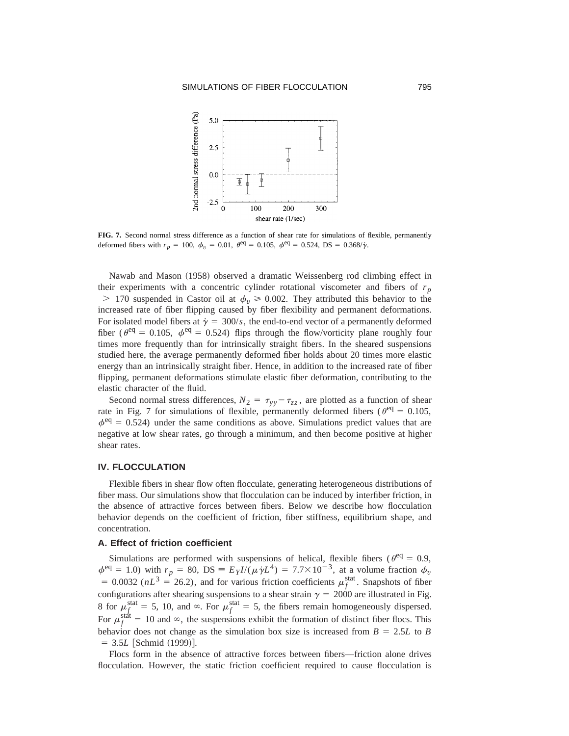**FIG. 7.** Second normal stress difference as a function of shear rate for simulations of flexible, permanently deformed fibers with $r_p = 100$, $\phi_v = 0.01$, $\theta^{\mathrm{eq}} = 0.105$, $\phi^{\mathrm{eq}} = 0.524$, $\mathrm{DS} = 0.368/\dot{\gamma}$.

Nawab and Mason (1958) observed a dramatic Weissenberg rod climbing effect in their experiments with a concentric cylinder rotational viscometer and fibers of $r_p > 170$ suspended in Castor oil at $\phi_v \geqslant 0.002$. They attributed this behavior to the increased rate of fiber flipping caused by fiber flexibility and permanent deformations. For isolated model fibers at $\dot{\gamma} = 300/s$, the end-to-end vector of a permanently deformed fiber ($\theta^{\mathrm{eq}} = 0.105$, $\phi^{\mathrm{eq}} = 0.524$) flips through the flow/vorticity plane roughly four times more frequently than for intrinsically straight fibers. In the sheared suspensions studied here, the average permanently deformed fiber holds about 20 times more elastic energy than an intrinsically straight fiber. Hence, in addition to the increased rate of fiber flipping, permanent deformations stimulate elastic fiber deformation, contributing to the elastic character of the fluid.

Second normal stress differences, $N_2 = \tau_{yy} - \tau_{zz}$, are plotted as a function of shear rate in Fig. 7 for simulations of flexible, permanently deformed fibers ($\theta^{\mathrm{eq}} = 0.105$, $\phi^{\mathrm{eq}} = 0.524$) under the same conditions as above. Simulations predict values that are negative at low shear rates, go through a minimum, and then become positive at higher shear rates.

## IV. FLOCCULATION

Flexible fibers in shear flow often flocculate, generating heterogeneous distributions of fiber mass. Our simulations show that flocculation can be induced by interfiber friction, in the absence of attractive forces between fibers. Below we describe how flocculation behavior depends on the coefficient of friction, fiber stiffness, equilibrium shape, and concentration.

### A. Effect of friction coefficient

Simulations are performed with suspensions of helical, flexible fibers ($\theta^{\mathrm{eq}} = 0.9$, $\phi^{\mathrm{eq}} = 1.0$) with $r_p = 80$, $\mathrm{DS} \equiv E_Y I/(\mu \dot{\gamma} L^4) = 7.7 \times 10^{-3}$, at a volume fraction $\phi_v = 0.0032$ ($nL^3 = 26.2$), and for various friction coefficients $\mu_f^{\mathrm{stat}}$. Snapshots of fiber configurations after shearing suspensions to a shear strain $\gamma = 2000$ are illustrated in Fig. 8 for $\mu_f^{\mathrm{stat}} = 5$, 10, and $\infty$. For $\mu_f^{\mathrm{stat}} = 5$, the fibers remain homogeneously dispersed. For $\mu_f^{\mathrm{stat}} = 10$ and $\infty$, the suspensions exhibit the formation of distinct fiber flocs. This behavior does not change as the simulation box size is increased from $B = 2.5L$ to $B = 3.5L$ [Schmid (1999)].

Flocs form in the absence of attractive forces between fibers—friction alone drives flocculation. However, the static friction coefficient required to cause flocculation is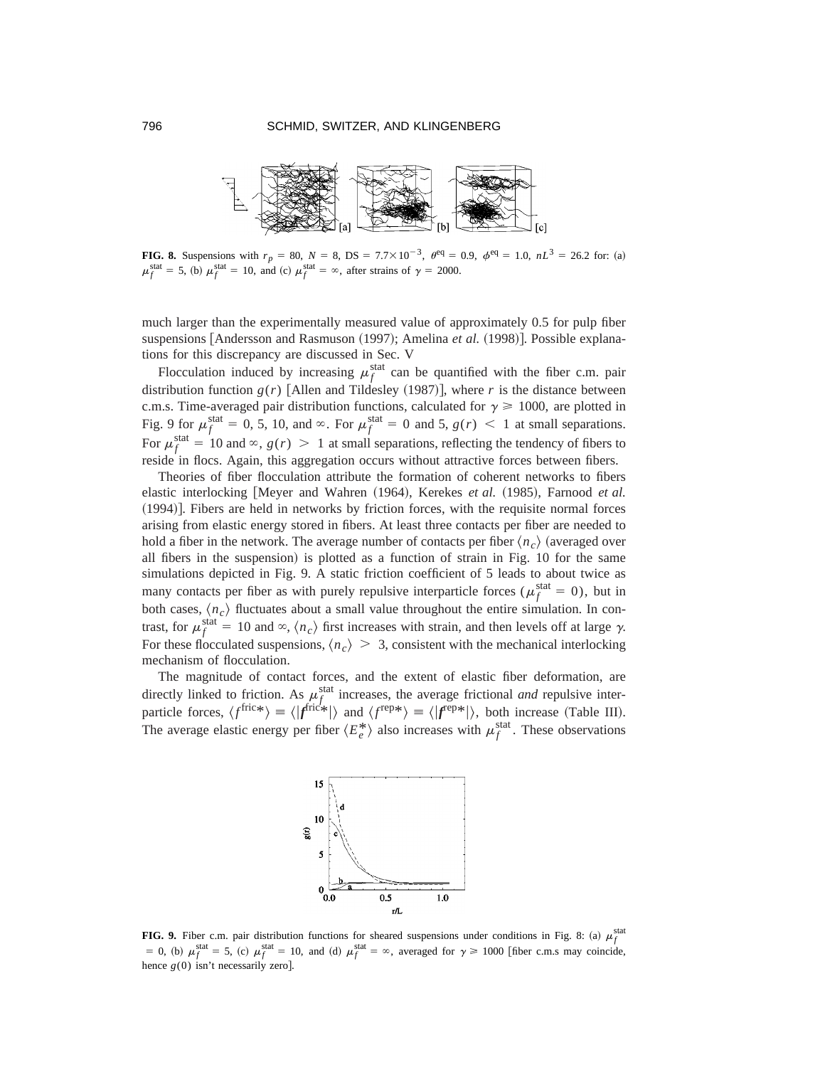**FIG. 8.** Suspensions with $r_p = 80$, $N = 8$, DS $= 7.7\times10^{-3}$, $\theta^{eq} = 0.9$, $\phi^{eq} = 1.0$, $nL^3 = 26.2$ for: (a) $\mu_f^{stat} = 5$, (b) $\mu_f^{stat} = 10$, and (c) $\mu_f^{stat} = \infty$, after strains of $\gamma = 2000$.

much larger than the experimentally measured value of approximately 0.5 for pulp fiber suspensions [Andersson and Rasmuson (1997); Amelina *et al.* (1998)]. Possible explanations for this discrepancy are discussed in Sec. V

Flocculation induced by increasing $\mu_f^{stat}$ can be quantified with the fiber c.m. pair distribution function $g(r)$ [Allen and Tildesley (1987)], where $r$ is the distance between c.m.s. Time-averaged pair distribution functions, calculated for $\gamma \geq 1000$, are plotted in Fig. 9 for $\mu_f^{stat} = 0$, 5, 10, and $\infty$. For $\mu_f^{stat} = 0$ and 5, $g(r) < 1$ at small separations. For $\mu_f^{stat} = 10$ and $\infty$, $g(r) > 1$ at small separations, reflecting the tendency of fibers to reside in flocs. Again, this aggregation occurs without attractive forces between fibers.

Theories of fiber flocculation attribute the formation of coherent networks to fibers elastic interlocking [Meyer and Wahren (1964), Kerekes *et al.* (1985), Farnood *et al.* (1994)]. Fibers are held in networks by friction forces, with the requisite normal forces arising from elastic energy stored in fibers. At least three contacts per fiber are needed to hold a fiber in the network. The average number of contacts per fiber $\langle n_c \rangle$ (averaged over all fibers in the suspension) is plotted as a function of strain in Fig. 10 for the same simulations depicted in Fig. 9. A static friction coefficient of 5 leads to about twice as many contacts per fiber as with purely repulsive interparticle forces ($\mu_f^{stat} = 0$), but in both cases, $\langle n_c \rangle$ fluctuates about a small value throughout the entire simulation. In contrast, for $\mu_f^{stat} = 10$ and $\infty$, $\langle n_c \rangle$ first increases with strain, and then levels off at large $\gamma$. For these flocculated suspensions, $\langle n_c \rangle > 3$, consistent with the mechanical interlocking mechanism of flocculation.

The magnitude of contact forces, and the extent of elastic fiber deformation, are directly linked to friction. As $\mu_f^{stat}$ increases, the average frictional *and* repulsive interparticle forces, $\langle f^{fric*} \rangle \equiv \langle |\mathbf{f}^{fric*}| \rangle$ and $\langle f^{rep*} \rangle \equiv \langle |\mathbf{f}^{rep*}| \rangle$, both increase (Table III). The average elastic energy per fiber $\langle E_e^* \rangle$ also increases with $\mu_f^{stat}$. These observations

**FIG. 9.** Fiber c.m. pair distribution functions for sheared suspensions under conditions in Fig. 8: (a) $\mu_f^{stat} = 0$, (b) $\mu_f^{stat} = 5$, (c) $\mu_f^{stat} = 10$, and (d) $\mu_f^{stat} = \infty$, averaged for $\gamma \geq 1000$ [fiber c.m.s may coincide, hence $g(0)$ isn't necessarily zero].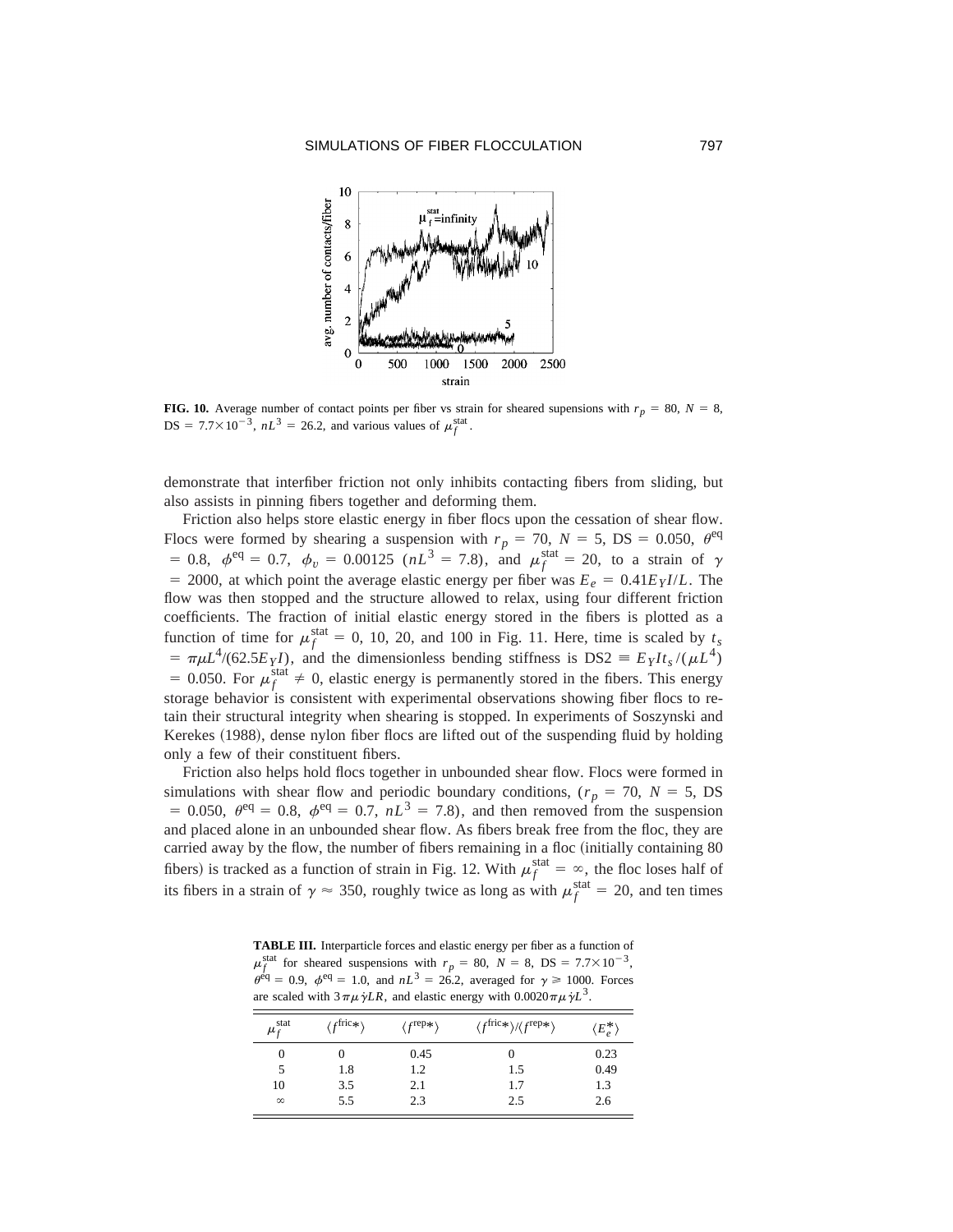**FIG. 10.** Average number of contact points per fiber vs strain for sheared supensions with $r_p = 80$, $N = 8$, $\mathrm{DS} = 7.7\times10^{-3}$, $nL^3 = 26.2$, and various values of $\mu_f^{\mathrm{stat}}$.

demonstrate that interfiber friction not only inhibits contacting fibers from sliding, but also assists in pinning fibers together and deforming them.

Friction also helps store elastic energy in fiber flocs upon the cessation of shear flow. Flocs were formed by shearing a suspension with $r_p = 70$, $N = 5$, $\mathrm{DS} = 0.050$, $\theta^{\mathrm{eq}} = 0.8$, $\phi^{\mathrm{eq}} = 0.7$, $\phi_v = 0.00125$ ($nL^3 = 7.8$), and $\mu_f^{\mathrm{stat}} = 20$, to a strain of $\gamma = 2000$, at which point the average elastic energy per fiber was $E_e = 0.41 E_Y I/L$. The flow was then stopped and the structure allowed to relax, using four different friction coefficients. The fraction of initial elastic energy stored in the fibers is plotted as a function of time for $\mu_f^{\mathrm{stat}} = 0$, 10, 20, and 100 in Fig. 11. Here, time is scaled by $t_s = \pi\mu L^4/(62.5 E_Y I)$, and the dimensionless bending stiffness is $\mathrm{DS2} \equiv E_Y I t_s/(\mu L^4) = 0.050$. For $\mu_f^{\mathrm{stat}} \neq 0$, elastic energy is permanently stored in the fibers. This energy storage behavior is consistent with experimental observations showing fiber flocs to retain their structural integrity when shearing is stopped. In experiments of Soszynski and Kerekes (1988), dense nylon fiber flocs are lifted out of the suspending fluid by holding only a few of their constituent fibers.

Friction also helps hold flocs together in unbounded shear flow. Flocs were formed in simulations with shear flow and periodic boundary conditions, ($r_p = 70$, $N = 5$, $\mathrm{DS} = 0.050$, $\theta^{\mathrm{eq}} = 0.8$, $\phi^{\mathrm{eq}} = 0.7$, $nL^3 = 7.8$), and then removed from the suspension and placed alone in an unbounded shear flow. As fibers break free from the floc, they are carried away by the flow, the number of fibers remaining in a floc (initially containing 80 fibers) is tracked as a function of strain in Fig. 12. With $\mu_f^{\mathrm{stat}} = \infty$, the floc loses half of its fibers in a strain of $\gamma \approx 350$, roughly twice as long as with $\mu_f^{\mathrm{stat}} = 20$, and ten times

**TABLE III.** Interparticle forces and elastic energy per fiber as a function of $\mu_f^{\mathrm{stat}}$ for sheared suspensions with $r_p = 80$, $N = 8$, $\mathrm{DS} = 7.7\times10^{-3}$, $\theta^{\mathrm{eq}} = 0.9$, $\phi^{\mathrm{eq}} = 1.0$, and $nL^3 = 26.2$, averaged for $\gamma \geq 1000$. Forces are scaled with $3\pi\mu\dot{\gamma}LR$, and elastic energy with $0.0020\pi\mu\dot{\gamma}L^3$.

| $\mu_f^{\mathrm{stat}}$ | $\langle f^{\mathrm{fric}*}\rangle$ | $\langle f^{\mathrm{rep}*}\rangle$ | $\langle f^{\mathrm{fric}*}\rangle/\langle f^{\mathrm{rep}*}\rangle$ | $\langle E_e^*\rangle$ |
|---|---|---|---|---|
| 0 | 0 | 0.45 | 0 | 0.23 |
| 5 | 1.8 | 1.2 | 1.5 | 0.49 |
| 10 | 3.5 | 2.1 | 1.7 | 1.3 |
| $\infty$ | 5.5 | 2.3 | 2.5 | 2.6 |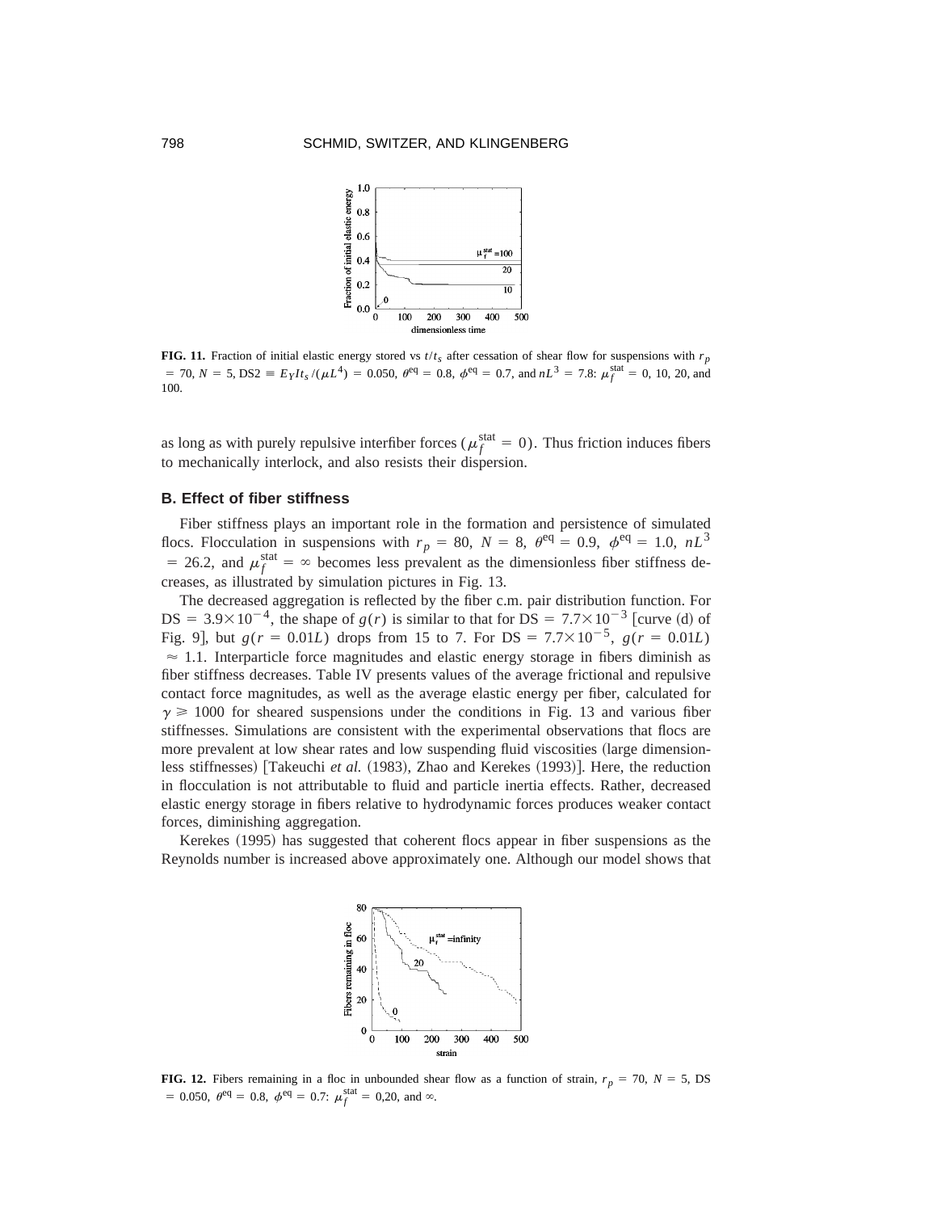**FIG. 11.** Fraction of initial elastic energy stored vs $t/t_s$ after cessation of shear flow for suspensions with $r_p = 70$, $N = 5$, $\mathrm{DS2} \equiv E_Y I t_s/(\mu L^4) = 0.050$, $\theta^{\mathrm{eq}} = 0.8$, $\phi^{\mathrm{eq}} = 0.7$, and $nL^3 = 7.8$: $\mu_f^{\mathrm{stat}} = 0$, 10, 20, and 100.

as long as with purely repulsive interfiber forces ($\mu_f^{\mathrm{stat}} = 0$). Thus friction induces fibers to mechanically interlock, and also resists their dispersion.

### B. Effect of fiber stiffness

Fiber stiffness plays an important role in the formation and persistence of simulated flocs. Flocculation in suspensions with $r_p = 80$, $N = 8$, $\theta^{\mathrm{eq}} = 0.9$, $\phi^{\mathrm{eq}} = 1.0$, $nL^3 = 26.2$, and $\mu_f^{\mathrm{stat}} = \infty$ becomes less prevalent as the dimensionless fiber stiffness decreases, as illustrated by simulation pictures in Fig. 13.

The decreased aggregation is reflected by the fiber c.m. pair distribution function. For $\mathrm{DS} = 3.9\times10^{-4}$, the shape of $g(r)$ is similar to that for $\mathrm{DS} = 7.7\times10^{-3}$ [curve (d) of Fig. 9], but $g(r = 0.01L)$ drops from 15 to 7. For $\mathrm{DS} = 7.7\times10^{-5}$, $g(r = 0.01L) \approx 1.1$. Interparticle force magnitudes and elastic energy storage in fibers diminish as fiber stiffness decreases. Table IV presents values of the average frictional and repulsive contact force magnitudes, as well as the average elastic energy per fiber, calculated for $\gamma \geqslant 1000$ for sheared suspensions under the conditions in Fig. 13 and various fiber stiffnesses. Simulations are consistent with the experimental observations that flocs are more prevalent at low shear rates and low suspending fluid viscosities (large dimensionless stiffnesses) [Takeuchi *et al.* (1983), Zhao and Kerekes (1993)]. Here, the reduction in flocculation is not attributable to fluid and particle inertia effects. Rather, decreased elastic energy storage in fibers relative to hydrodynamic forces produces weaker contact forces, diminishing aggregation.

Kerekes (1995) has suggested that coherent flocs appear in fiber suspensions as the Reynolds number is increased above approximately one. Although our model shows that

**FIG. 12.** Fibers remaining in a floc in unbounded shear flow as a function of strain, $r_p = 70$, $N = 5$, $\mathrm{DS} = 0.050$, $\theta^{\mathrm{eq}} = 0.8$, $\phi^{\mathrm{eq}} = 0.7$: $\mu_f^{\mathrm{stat}} = 0$, 20, and $\infty$.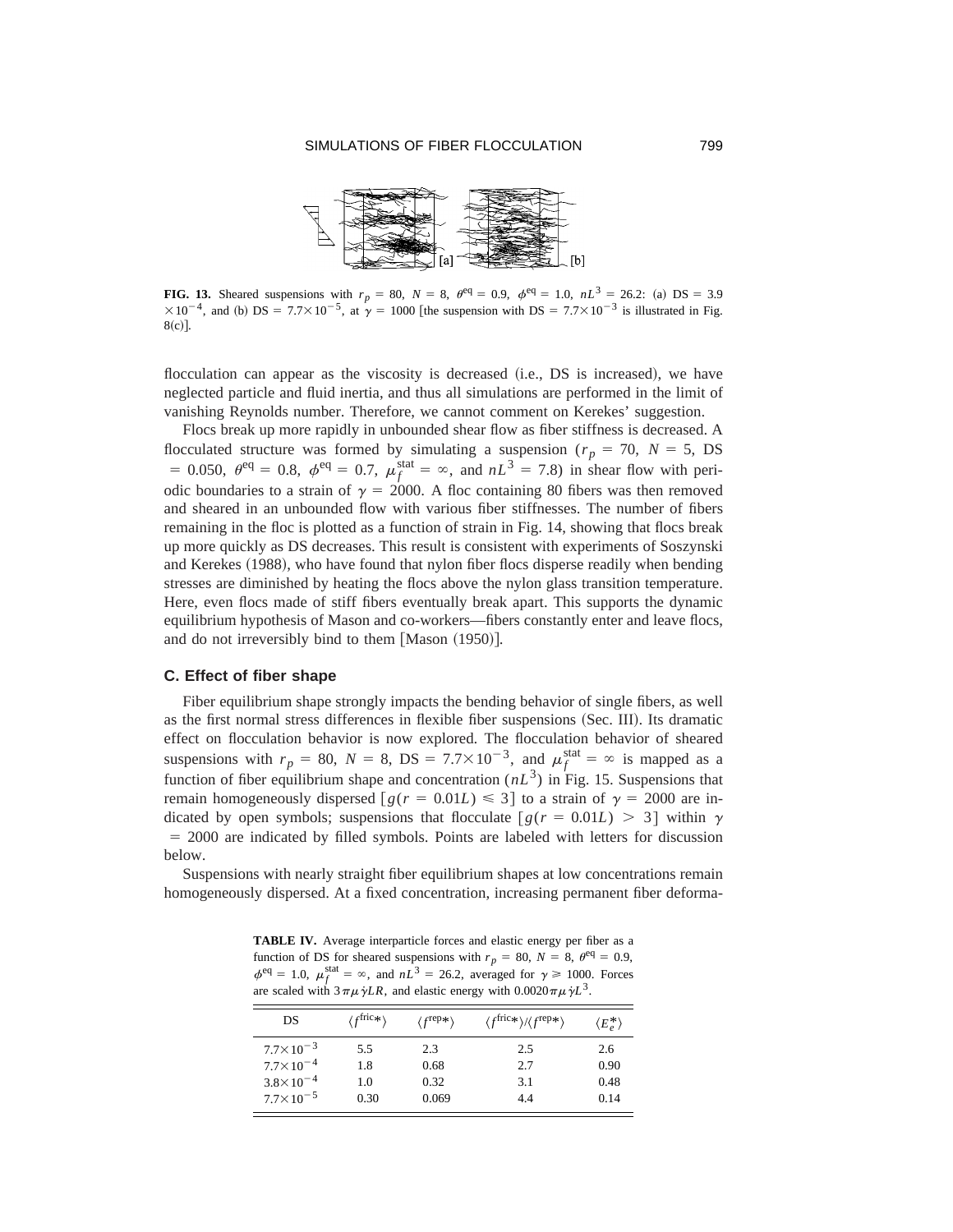**FIG. 13.** Sheared suspensions with $r_p = 80$, $N = 8$, $\theta^{eq} = 0.9$, $\phi^{eq} = 1.0$, $nL^3 = 26.2$: (a) DS $= 3.9 \times 10^{-4}$, and (b) DS $= 7.7 \times 10^{-5}$, at $\gamma = 1000$ [the suspension with DS $= 7.7 \times 10^{-3}$ is illustrated in Fig. 8(c)].

flocculation can appear as the viscosity is decreased (i.e., DS is increased), we have neglected particle and fluid inertia, and thus all simulations are performed in the limit of vanishing Reynolds number. Therefore, we cannot comment on Kerekes' suggestion.

Flocs break up more rapidly in unbounded shear flow as fiber stiffness is decreased. A flocculated structure was formed by simulating a suspension ($r_p = 70$, $N = 5$, DS $= 0.050$, $\theta^{eq} = 0.8$, $\phi^{eq} = 0.7$, $\mu_f^{stat} = \infty$, and $nL^3 = 7.8$) in shear flow with periodic boundaries to a strain of $\gamma = 2000$. A floc containing 80 fibers was then removed and sheared in an unbounded flow with various fiber stiffnesses. The number of fibers remaining in the floc is plotted as a function of strain in Fig. 14, showing that flocs break up more quickly as DS decreases. This result is consistent with experiments of Soszynski and Kerekes (1988), who have found that nylon fiber flocs disperse readily when bending stresses are diminished by heating the flocs above the nylon glass transition temperature. Here, even flocs made of stiff fibers eventually break apart. This supports the dynamic equilibrium hypothesis of Mason and co-workers—fibers constantly enter and leave flocs, and do not irreversibly bind to them [Mason (1950)].

### C. Effect of fiber shape

Fiber equilibrium shape strongly impacts the bending behavior of single fibers, as well as the first normal stress differences in flexible fiber suspensions (Sec. III). Its dramatic effect on flocculation behavior is now explored. The flocculation behavior of sheared suspensions with $r_p = 80$, $N = 8$, DS $= 7.7 \times 10^{-3}$, and $\mu_f^{stat} = \infty$ is mapped as a function of fiber equilibrium shape and concentration ($nL^3$) in Fig. 15. Suspensions that remain homogeneously dispersed [$g(r = 0.01L) \leq 3$] to a strain of $\gamma = 2000$ are indicated by open symbols; suspensions that flocculate [$g(r = 0.01L) > 3$] within $\gamma = 2000$ are indicated by filled symbols. Points are labeled with letters for discussion below.

Suspensions with nearly straight fiber equilibrium shapes at low concentrations remain homogeneously dispersed. At a fixed concentration, increasing permanent fiber deforma-

**TABLE IV.** Average interparticle forces and elastic energy per fiber as a function of DS for sheared suspensions with $r_p = 80$, $N = 8$, $\theta^{eq} = 0.9$, $\phi^{eq} = 1.0$, $\mu_f^{stat} = \infty$, and $nL^3 = 26.2$, averaged for $\gamma \geq 1000$. Forces are scaled with $3\pi\mu\dot{\gamma}LR$, and elastic energy with $0.0020\pi\mu\dot{\gamma}L^3$.

| DS | $\langle f^{fric*} \rangle$ | $\langle f^{rep*} \rangle$ | $\langle f^{fric*} \rangle / \langle f^{rep*} \rangle$ | $\langle E_e^* \rangle$ |
|---|---|---|---|---|
| $7.7 \times 10^{-3}$ | 5.5 | 2.3 | 2.5 | 2.6 |
| $7.7 \times 10^{-4}$ | 1.8 | 0.68 | 2.7 | 0.90 |
| $3.8 \times 10^{-4}$ | 1.0 | 0.32 | 3.1 | 0.48 |
| $7.7 \times 10^{-5}$ | 0.30 | 0.069 | 4.4 | 0.14 |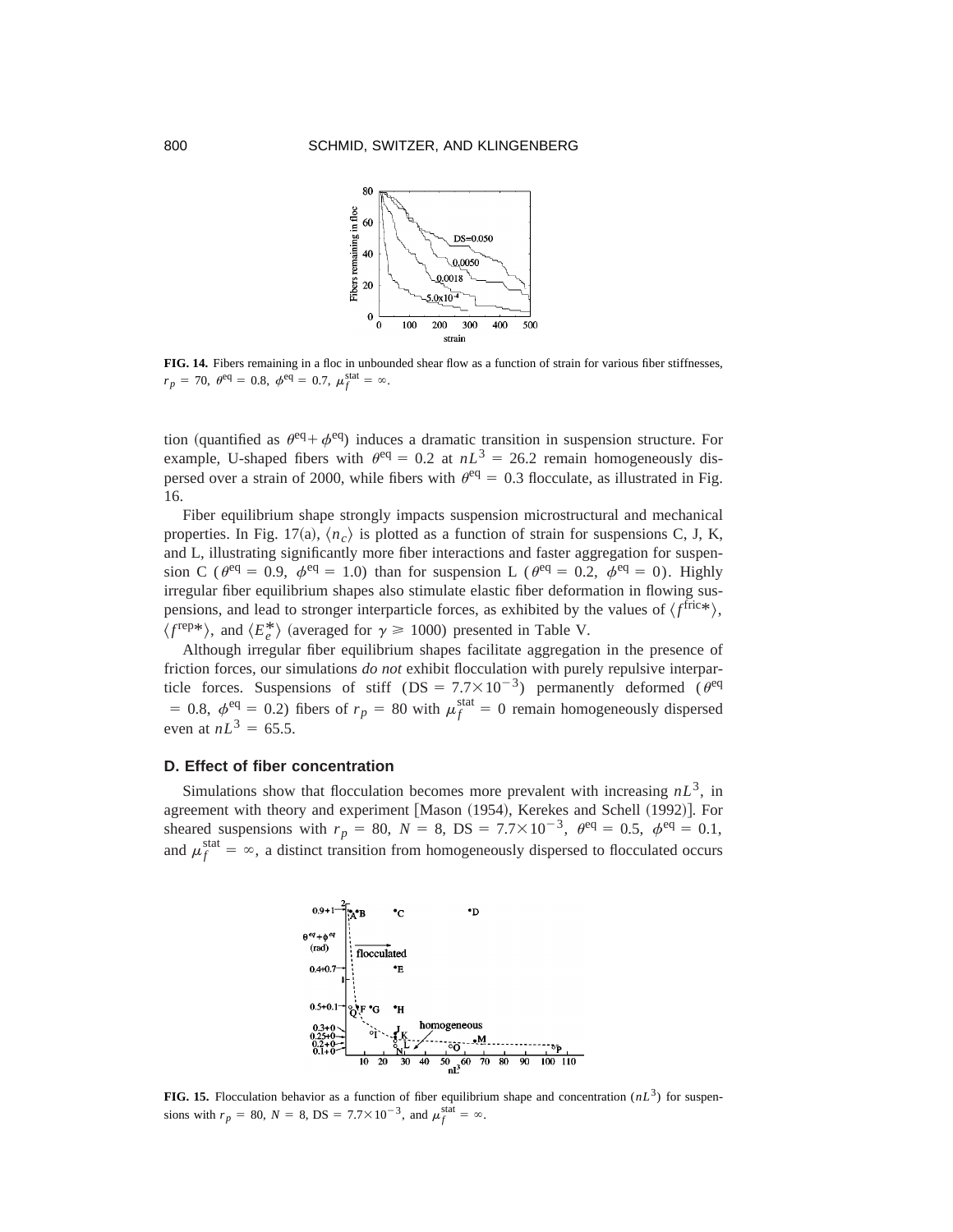**FIG. 14.** Fibers remaining in a floc in unbounded shear flow as a function of strain for various fiber stiffnesses, $r_p = 70$, $\theta^{\text{eq}} = 0.8$, $\phi^{\text{eq}} = 0.7$, $\mu_f^{\text{stat}} = \infty$.

tion (quantified as $\theta^{\text{eq}} + \phi^{\text{eq}}$) induces a dramatic transition in suspension structure. For example, U-shaped fibers with $\theta^{\text{eq}} = 0.2$ at $nL^3 = 26.2$ remain homogeneously dispersed over a strain of 2000, while fibers with $\theta^{\text{eq}} = 0.3$ flocculate, as illustrated in Fig. 16.

Fiber equilibrium shape strongly impacts suspension microstructural and mechanical properties. In Fig. 17(a), $\langle n_c \rangle$ is plotted as a function of strain for suspensions C, J, K, and L, illustrating significantly more fiber interactions and faster aggregation for suspension C ($\theta^{\text{eq}} = 0.9$, $\phi^{\text{eq}} = 1.0$) than for suspension L ($\theta^{\text{eq}} = 0.2$, $\phi^{\text{eq}} = 0$). Highly irregular fiber equilibrium shapes also stimulate elastic fiber deformation in flowing suspensions, and lead to stronger interparticle forces, as exhibited by the values of $\langle f^{\text{fric}*} \rangle$, $\langle f^{\text{rep}*} \rangle$, and $\langle E_e^* \rangle$ (averaged for $\gamma \geq 1000$) presented in Table V.

Although irregular fiber equilibrium shapes facilitate aggregation in the presence of friction forces, our simulations *do not* exhibit flocculation with purely repulsive interparticle forces. Suspensions of stiff ($\text{DS} = 7.7 \times 10^{-3}$) permanently deformed ($\theta^{\text{eq}} = 0.8$, $\phi^{\text{eq}} = 0.2$) fibers of $r_p = 80$ with $\mu_f^{\text{stat}} = 0$ remain homogeneously dispersed even at $nL^3 = 65.5$.

### D. Effect of fiber concentration

Simulations show that flocculation becomes more prevalent with increasing $nL^3$, in agreement with theory and experiment [Mason (1954), Kerekes and Schell (1992)]. For sheared suspensions with $r_p = 80$, $N = 8$, $\text{DS} = 7.7 \times 10^{-3}$, $\theta^{\text{eq}} = 0.5$, $\phi^{\text{eq}} = 0.1$, and $\mu_f^{\text{stat}} = \infty$, a distinct transition from homogeneously dispersed to flocculated occurs

**FIG. 15.** Flocculation behavior as a function of fiber equilibrium shape and concentration ($nL^3$) for suspensions with $r_p = 80$, $N = 8$, $\text{DS} = 7.7 \times 10^{-3}$, and $\mu_f^{\text{stat}} = \infty$.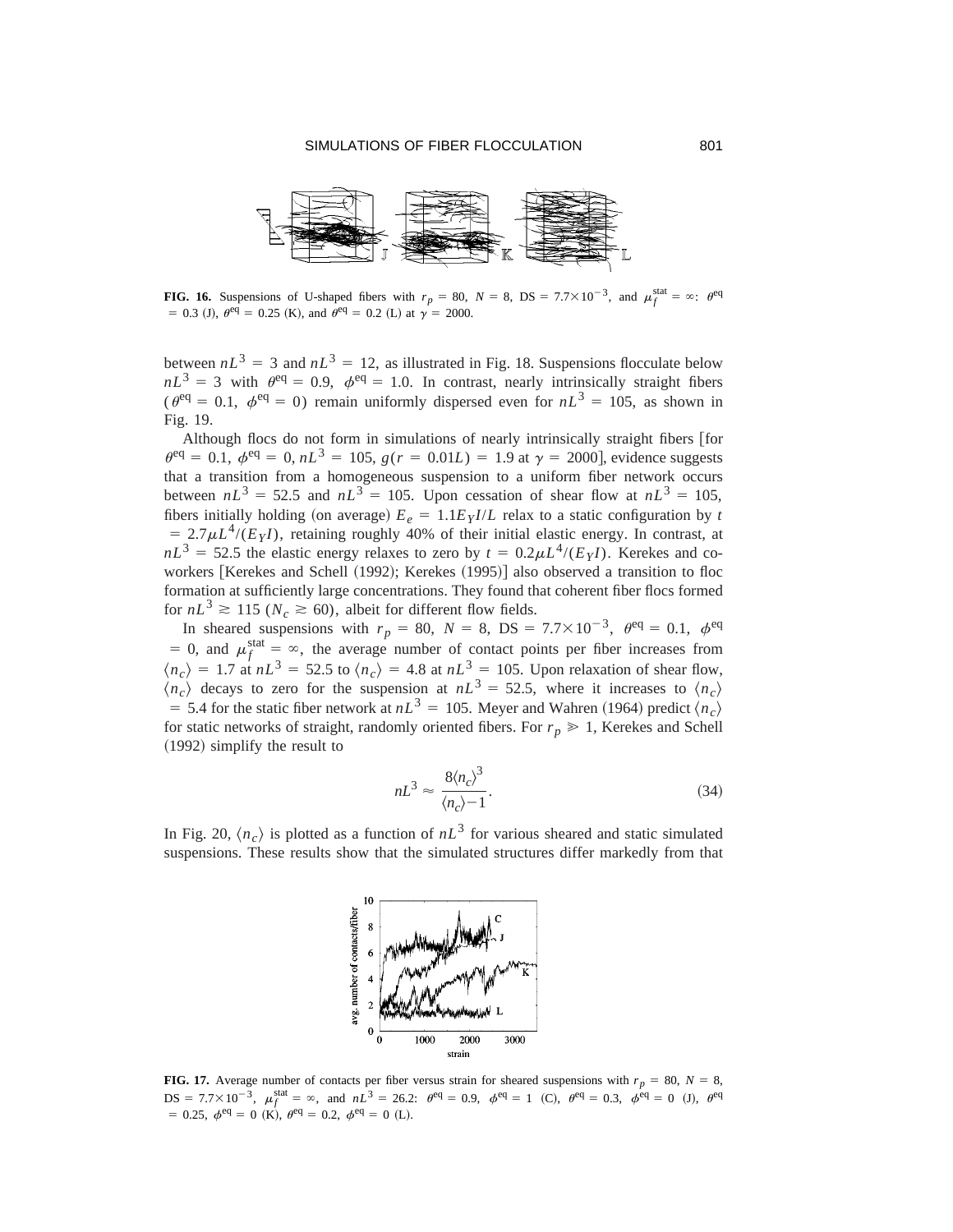**FIG. 16.** Suspensions of U-shaped fibers with $r_p = 80$, $N = 8$, $\mathrm{DS} = 7.7\times10^{-3}$, and $\mu_f^{\mathrm{stat}} = \infty$: $\theta^{\mathrm{eq}} = 0.3$ (J), $\theta^{\mathrm{eq}} = 0.25$ (K), and $\theta^{\mathrm{eq}} = 0.2$ (L) at $\gamma = 2000$.

between $nL^3 = 3$ and $nL^3 = 12$, as illustrated in Fig. 18. Suspensions flocculate below $nL^3 = 3$ with $\theta^{\mathrm{eq}} = 0.9$, $\phi^{\mathrm{eq}} = 1.0$. In contrast, nearly intrinsically straight fibers ($\theta^{\mathrm{eq}} = 0.1$, $\phi^{\mathrm{eq}} = 0$) remain uniformly dispersed even for $nL^3 = 105$, as shown in Fig. 19.

Although flocs do not form in simulations of nearly intrinsically straight fibers [for $\theta^{\mathrm{eq}} = 0.1$, $\phi^{\mathrm{eq}} = 0$, $nL^3 = 105$, $g(r = 0.01L) = 1.9$ at $\gamma = 2000$], evidence suggests that a transition from a homogeneous suspension to a uniform fiber network occurs between $nL^3 = 52.5$ and $nL^3 = 105$. Upon cessation of shear flow at $nL^3 = 105$, fibers initially holding (on average) $E_e = 1.1E_Y I/L$ relax to a static configuration by $t = 2.7\mu L^4/(E_Y I)$, retaining roughly 40% of their initial elastic energy. In contrast, at $nL^3 = 52.5$ the elastic energy relaxes to zero by $t = 0.2\mu L^4/(E_Y I)$. Kerekes and coworkers [Kerekes and Schell (1992); Kerekes (1995)] also observed a transition to floc formation at sufficiently large concentrations. They found that coherent fiber flocs formed for $nL^3 \gtrsim 115$ ($N_c \gtrsim 60$), albeit for different flow fields.

In sheared suspensions with $r_p = 80$, $N = 8$, $\mathrm{DS} = 7.7\times10^{-3}$, $\theta^{\mathrm{eq}} = 0.1$, $\phi^{\mathrm{eq}} = 0$, and $\mu_f^{\mathrm{stat}} = \infty$, the average number of contact points per fiber increases from $\langle n_c\rangle = 1.7$ at $nL^3 = 52.5$ to $\langle n_c\rangle = 4.8$ at $nL^3 = 105$. Upon relaxation of shear flow, $\langle n_c\rangle$ decays to zero for the suspension at $nL^3 = 52.5$, where it increases to $\langle n_c\rangle = 5.4$ for the static fiber network at $nL^3 = 105$. Meyer and Wahren (1964) predict $\langle n_c\rangle$ for static networks of straight, randomly oriented fibers. For $r_p \gg 1$, Kerekes and Schell (1992) simplify the result to

$$nL^3 \approx \frac{8\langle n_c\rangle^3}{\langle n_c\rangle - 1}. \tag{34}$$

In Fig. 20, $\langle n_c\rangle$ is plotted as a function of $nL^3$ for various sheared and static simulated suspensions. These results show that the simulated structures differ markedly from that

**FIG. 17.** Average number of contacts per fiber versus strain for sheared suspensions with $r_p = 80$, $N = 8$, $\mathrm{DS} = 7.7\times10^{-3}$, $\mu_f^{\mathrm{stat}} = \infty$, and $nL^3 = 26.2$: $\theta^{\mathrm{eq}} = 0.9$, $\phi^{\mathrm{eq}} = 1$ (C), $\theta^{\mathrm{eq}} = 0.3$, $\phi^{\mathrm{eq}} = 0$ (J), $\theta^{\mathrm{eq}} = 0.25$, $\phi^{\mathrm{eq}} = 0$ (K), $\theta^{\mathrm{eq}} = 0.2$, $\phi^{\mathrm{eq}} = 0$ (L).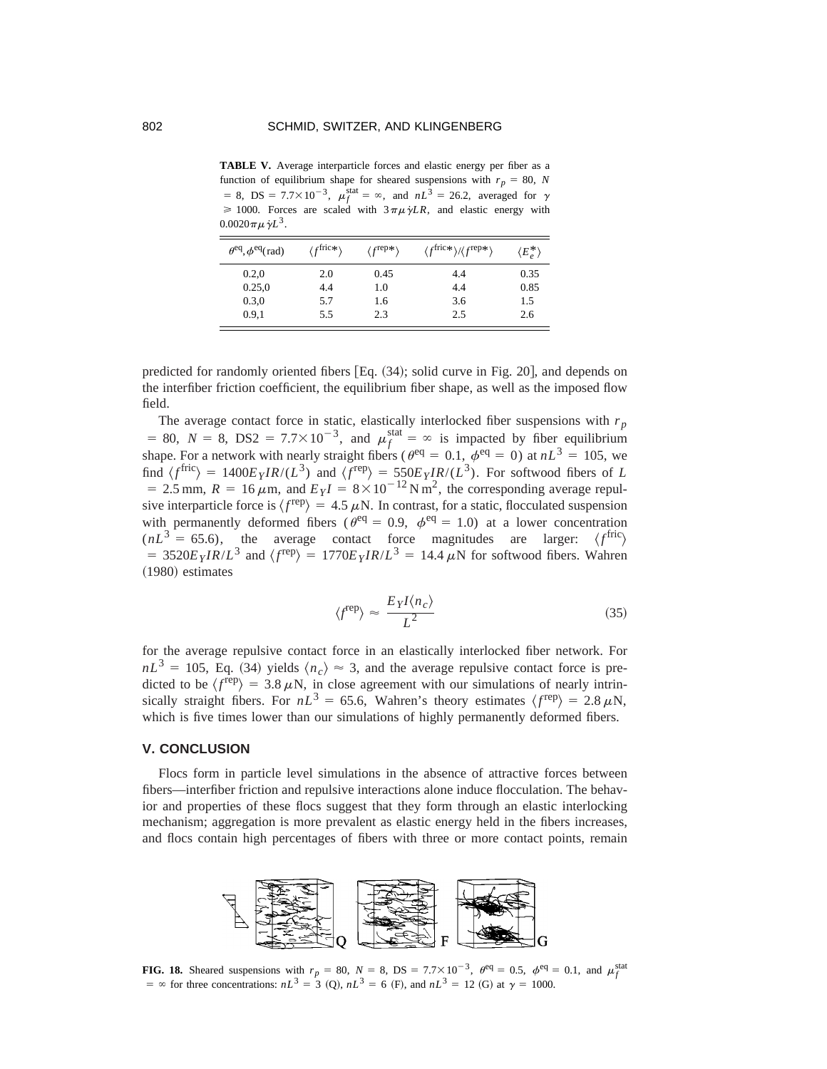**TABLE V.** Average interparticle forces and elastic energy per fiber as a function of equilibrium shape for sheared suspensions with $r_p = 80$, $N = 8$, DS $= 7.7\times10^{-3}$, $\mu_f^{\text{stat}} = \infty$, and $nL^3 = 26.2$, averaged for $\gamma \geq 1000$. Forces are scaled with $3\pi\mu\dot{\gamma}LR$, and elastic energy with $0.0020\pi\mu\dot{\gamma}L^3$.

| $\theta^{\text{eq}}, \phi^{\text{eq}}$(rad) | $\langle f^{\text{fric}*}\rangle$ | $\langle f^{\text{rep}*}\rangle$ | $\langle f^{\text{fric}*}\rangle/\langle f^{\text{rep}*}\rangle$ | $\langle E_e^*\rangle$ |
|---|---|---|---|---|
| 0.2,0 | 2.0 | 0.45 | 4.4 | 0.35 |
| 0.25,0 | 4.4 | 1.0 | 4.4 | 0.85 |
| 0.3,0 | 5.7 | 1.6 | 3.6 | 1.5 |
| 0.9,1 | 5.5 | 2.3 | 2.5 | 2.6 |

predicted for randomly oriented fibers [Eq. (34); solid curve in Fig. 20], and depends on the interfiber friction coefficient, the equilibrium fiber shape, as well as the imposed flow field.

The average contact force in static, elastically interlocked fiber suspensions with $r_p = 80$, $N = 8$, DS2 $= 7.7\times10^{-3}$, and $\mu_f^{\text{stat}} = \infty$ is impacted by fiber equilibrium shape. For a network with nearly straight fibers ($\theta^{\text{eq}} = 0.1$, $\phi^{\text{eq}} = 0$) at $nL^3 = 105$, we find $\langle f^{\text{fric}}\rangle = 1400E_YIR/(L^3)$ and $\langle f^{\text{rep}}\rangle = 550E_YIR/(L^3)$. For softwood fibers of $L = 2.5\,\text{mm}$, $R = 16\,\mu\text{m}$, and $E_YI = 8\times10^{-12}\,\text{N}\,\text{m}^2$, the corresponding average repulsive interparticle force is $\langle f^{\text{rep}}\rangle = 4.5\,\mu\text{N}$. In contrast, for a static, flocculated suspension with permanently deformed fibers ($\theta^{\text{eq}} = 0.9$, $\phi^{\text{eq}} = 1.0$) at a lower concentration ($nL^3 = 65.6$), the average contact force magnitudes are larger: $\langle f^{\text{fric}}\rangle = 3520E_YIR/L^3$ and $\langle f^{\text{rep}}\rangle = 1770E_YIR/L^3 = 14.4\,\mu\text{N}$ for softwood fibers. Wahren (1980) estimates

$$\langle f^{\text{rep}}\rangle \approx \frac{E_YI\langle n_c\rangle}{L^2} \tag{35}$$

for the average repulsive contact force in an elastically interlocked fiber network. For $nL^3 = 105$, Eq. (34) yields $\langle n_c\rangle \approx 3$, and the average repulsive contact force is predicted to be $\langle f^{\text{rep}}\rangle = 3.8\,\mu\text{N}$, in close agreement with our simulations of nearly intrinsically straight fibers. For $nL^3 = 65.6$, Wahren's theory estimates $\langle f^{\text{rep}}\rangle = 2.8\,\mu\text{N}$, which is five times lower than our simulations of highly permanently deformed fibers.

## V. CONCLUSION

Flocs form in particle level simulations in the absence of attractive forces between fibers—interfiber friction and repulsive interactions alone induce flocculation. The behavior and properties of these flocs suggest that they form through an elastic interlocking mechanism; aggregation is more prevalent as elastic energy held in the fibers increases, and flocs contain high percentages of fibers with three or more contact points, remain

**FIG. 18.** Sheared suspensions with $r_p = 80$, $N = 8$, DS $= 7.7\times10^{-3}$, $\theta^{\text{eq}} = 0.5$, $\phi^{\text{eq}} = 0.1$, and $\mu_f^{\text{stat}} = \infty$ for three concentrations: $nL^3 = 3$ (Q), $nL^3 = 6$ (F), and $nL^3 = 12$ (G) at $\gamma = 1000$.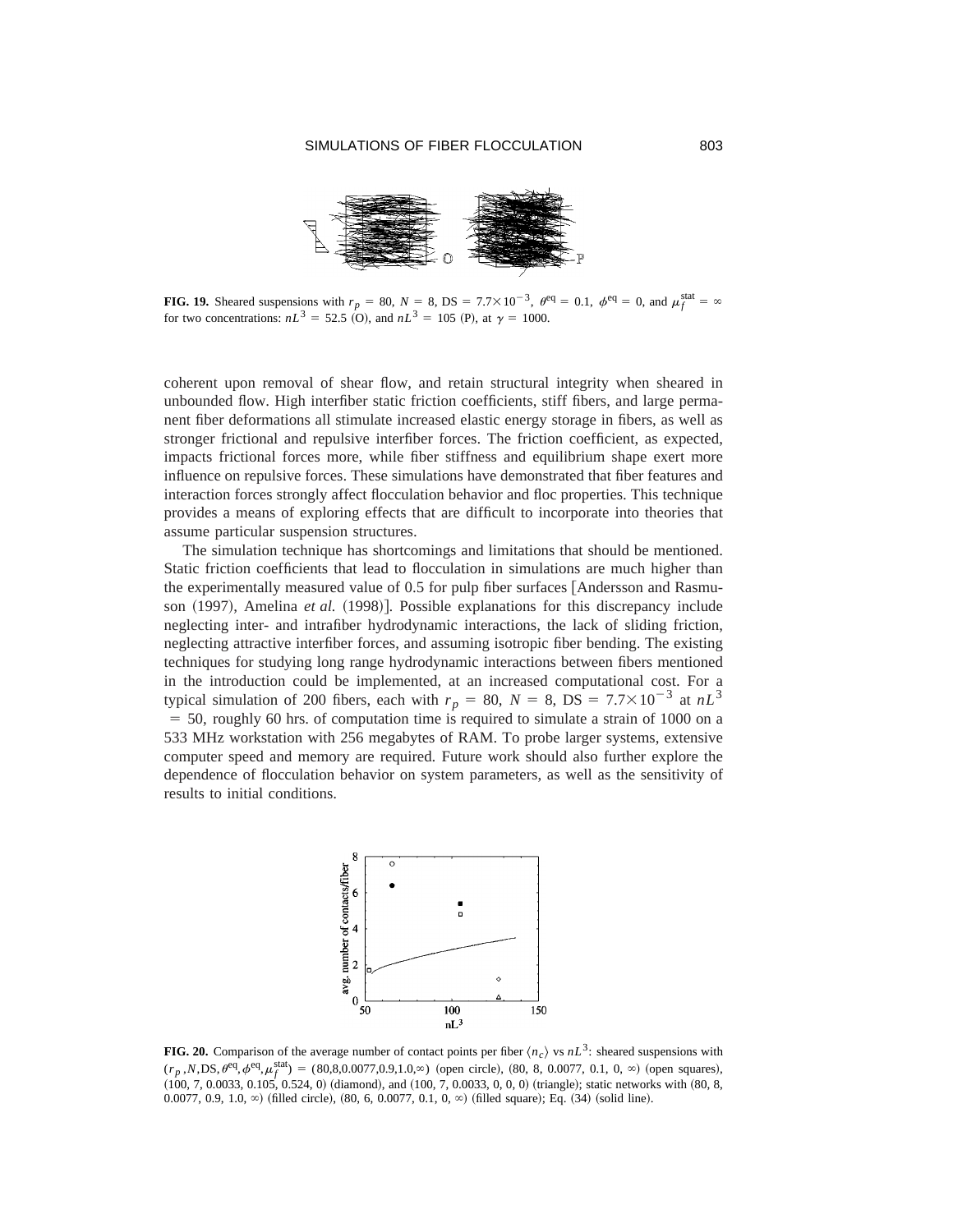**FIG. 19.** Sheared suspensions with $r_p = 80$, $N = 8$, DS $= 7.7\times10^{-3}$, $\theta^{\rm eq} = 0.1$, $\phi^{\rm eq} = 0$, and $\mu_f^{\rm stat} = \infty$ for two concentrations: $nL^3 = 52.5$ (O), and $nL^3 = 105$ (P), at $\gamma = 1000$.

coherent upon removal of shear flow, and retain structural integrity when sheared in unbounded flow. High interfiber static friction coefficients, stiff fibers, and large permanent fiber deformations all stimulate increased elastic energy storage in fibers, as well as stronger frictional and repulsive interfiber forces. The friction coefficient, as expected, impacts frictional forces more, while fiber stiffness and equilibrium shape exert more influence on repulsive forces. These simulations have demonstrated that fiber features and interaction forces strongly affect flocculation behavior and floc properties. This technique provides a means of exploring effects that are difficult to incorporate into theories that assume particular suspension structures.

The simulation technique has shortcomings and limitations that should be mentioned. Static friction coefficients that lead to flocculation in simulations are much higher than the experimentally measured value of 0.5 for pulp fiber surfaces [Andersson and Rasmuson (1997), Amelina *et al.* (1998)]. Possible explanations for this discrepancy include neglecting inter- and intrafiber hydrodynamic interactions, the lack of sliding friction, neglecting attractive interfiber forces, and assuming isotropic fiber bending. The existing techniques for studying long range hydrodynamic interactions between fibers mentioned in the introduction could be implemented, at an increased computational cost. For a typical simulation of 200 fibers, each with $r_p = 80$, $N = 8$, DS $= 7.7\times10^{-3}$ at $nL^3 = 50$, roughly 60 hrs. of computation time is required to simulate a strain of 1000 on a 533 MHz workstation with 256 megabytes of RAM. To probe larger systems, extensive computer speed and memory are required. Future work should also further explore the dependence of flocculation behavior on system parameters, as well as the sensitivity of results to initial conditions.

**FIG. 20.** Comparison of the average number of contact points per fiber $\langle n_c\rangle$ vs $nL^3$: sheared suspensions with $(r_p, N, \mathrm{DS}, \theta^{\rm eq}, \phi^{\rm eq}, \mu_f^{\rm stat}) = (80, 8, 0.0077, 0.9, 1.0, \infty)$ (open circle), (80, 8, 0.0077, 0.1, 0, $\infty$) (open squares), (100, 7, 0.0033, 0.105, 0.524, 0) (diamond), and (100, 7, 0.0033, 0, 0, 0) (triangle); static networks with (80, 8, 0.0077, 0.9, 1.0, $\infty$) (filled circle), (80, 6, 0.0077, 0.1, 0, $\infty$) (filled square); Eq. (34) (solid line).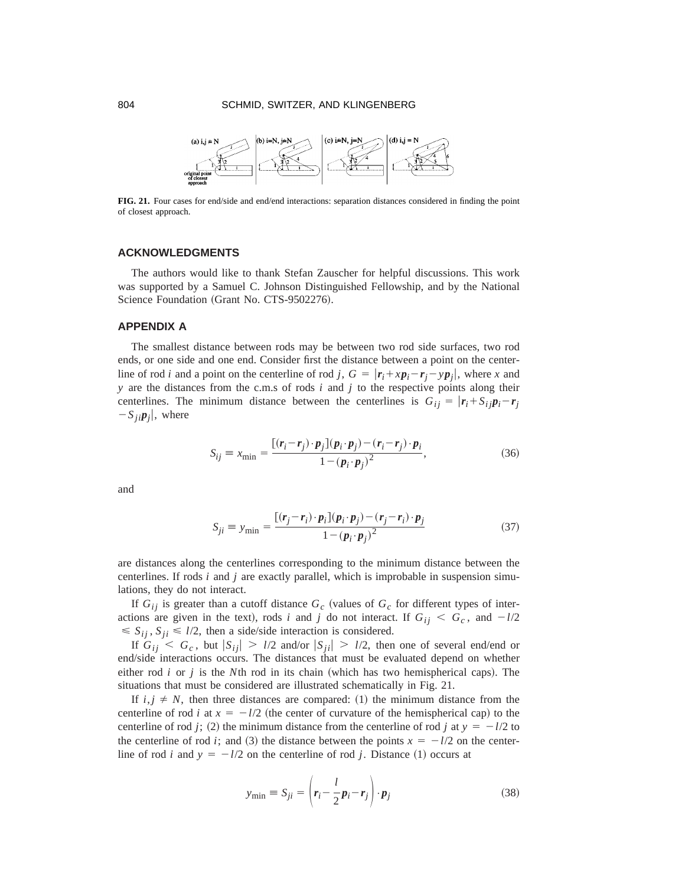FIG. 21. Four cases for end/side and end/end interactions: separation distances considered in finding the point of closest approach.

## ACKNOWLEDGMENTS

The authors would like to thank Stefan Zauscher for helpful discussions. This work was supported by a Samuel C. Johnson Distinguished Fellowship, and by the National Science Foundation (Grant No. CTS-9502276).

## APPENDIX A

The smallest distance between rods may be between two rod side surfaces, two rod ends, or one side and one end. Consider first the distance between a point on the centerline of rod $i$ and a point on the centerline of rod $j$, $G = |\boldsymbol{r}_i + x\boldsymbol{p}_i - \boldsymbol{r}_j - y\boldsymbol{p}_j|$, where $x$ and $y$ are the distances from the c.m.s of rods $i$ and $j$ to the respective points along their centerlines. The minimum distance between the centerlines is $G_{ij} = |\boldsymbol{r}_i + S_{ij}\boldsymbol{p}_i - \boldsymbol{r}_j - S_{ji}\boldsymbol{p}_j|$, where

$$S_{ij} \equiv x_{\min} = \frac{[(\boldsymbol{r}_i - \boldsymbol{r}_j)\cdot\boldsymbol{p}_j](\boldsymbol{p}_i\cdot\boldsymbol{p}_j) - (\boldsymbol{r}_i - \boldsymbol{r}_j)\cdot\boldsymbol{p}_i}{1-(\boldsymbol{p}_i\cdot\boldsymbol{p}_j)^2}, \tag{36}$$

and

$$S_{ji} \equiv y_{\min} = \frac{[(\boldsymbol{r}_j - \boldsymbol{r}_i)\cdot\boldsymbol{p}_i](\boldsymbol{p}_i\cdot\boldsymbol{p}_j) - (\boldsymbol{r}_j - \boldsymbol{r}_i)\cdot\boldsymbol{p}_j}{1-(\boldsymbol{p}_i\cdot\boldsymbol{p}_j)^2} \tag{37}$$

are distances along the centerlines corresponding to the minimum distance between the centerlines. If rods $i$ and $j$ are exactly parallel, which is improbable in suspension simulations, they do not interact.

If $G_{ij}$ is greater than a cutoff distance $G_c$ (values of $G_c$ for different types of interactions are given in the text), rods $i$ and $j$ do not interact. If $G_{ij} < G_c$, and $-l/2 \leqslant S_{ij}, S_{ji} \leqslant l/2$, then a side/side interaction is considered.

If $G_{ij} < G_c$, but $|S_{ij}| > l/2$ and/or $|S_{ji}| > l/2$, then one of several end/end or end/side interactions occurs. The distances that must be evaluated depend on whether either rod $i$ or $j$ is the $N$th rod in its chain (which has two hemispherical caps). The situations that must be considered are illustrated schematically in Fig. 21.

If $i, j \neq N$, then three distances are compared: (1) the minimum distance from the centerline of rod $i$ at $x = -l/2$ (the center of curvature of the hemispherical cap) to the centerline of rod $j$; (2) the minimum distance from the centerline of rod $j$ at $y = -l/2$ to the centerline of rod $i$; and (3) the distance between the points $x = -l/2$ on the centerline of rod $i$ and $y = -l/2$ on the centerline of rod $j$. Distance (1) occurs at

$$y_{\min} \equiv S_{ji} = \left(\boldsymbol{r}_i - \frac{l}{2}\boldsymbol{p}_i - \boldsymbol{r}_j\right)\cdot\boldsymbol{p}_j \tag{38}$$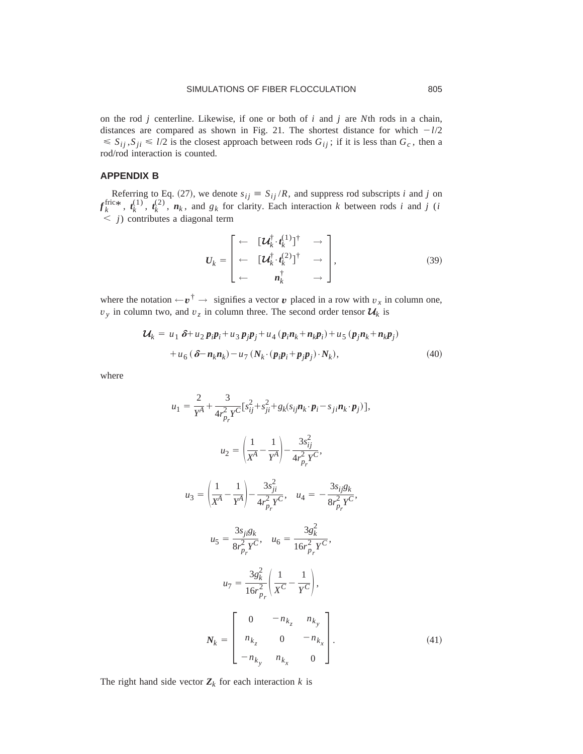on the rod $j$ centerline. Likewise, if one or both of $i$ and $j$ are $N$th rods in a chain, distances are compared as shown in Fig. 21. The shortest distance for which $-l/2 \leqslant S_{ij}, S_{ji} \leqslant l/2$ is the closest approach between rods $G_{ij}$; if it is less than $G_c$, then a rod/rod interaction is counted.

## APPENDIX B

Referring to Eq. (27), we denote $s_{ij} \equiv S_{ij}/R$, and suppress rod subscripts $i$ and $j$ on $\boldsymbol{f}_k^{\text{fric}*}$, $\boldsymbol{t}_k^{(1)}$, $\boldsymbol{t}_k^{(2)}$, $\boldsymbol{n}_k$, and $g_k$ for clarity. Each interaction $k$ between rods $i$ and $j$ ($i < j$) contributes a diagonal term

$$\boldsymbol{U}_k = \begin{bmatrix} \leftarrow & [\boldsymbol{\mathcal{U}}_k^{\dagger} \cdot \boldsymbol{t}_k^{(1)}]^{\dagger} & \rightarrow \\ \leftarrow & [\boldsymbol{\mathcal{U}}_k^{\dagger} \cdot \boldsymbol{t}_k^{(2)}]^{\dagger} & \rightarrow \\ \leftarrow & \boldsymbol{n}_k^{\dagger} & \rightarrow \end{bmatrix}, \tag{39}$$

where the notation $\leftarrow \boldsymbol{v}^{\dagger} \rightarrow$ signifies a vector $\boldsymbol{v}$ placed in a row with $v_x$ in column one, $v_y$ in column two, and $v_z$ in column three. The second order tensor $\boldsymbol{\mathcal{U}}_k$ is

$$\begin{aligned} \boldsymbol{\mathcal{U}}_k = \; & u_1\, \boldsymbol{\delta} + u_2\, \boldsymbol{p}_i \boldsymbol{p}_i + u_3\, \boldsymbol{p}_j \boldsymbol{p}_j + u_4\, (\boldsymbol{p}_i \boldsymbol{n}_k + \boldsymbol{n}_k \boldsymbol{p}_i) + u_5\, (\boldsymbol{p}_j \boldsymbol{n}_k + \boldsymbol{n}_k \boldsymbol{p}_j) \\ & + u_6\, (\boldsymbol{\delta} - \boldsymbol{n}_k \boldsymbol{n}_k) - u_7\, (\boldsymbol{N}_k \cdot (\boldsymbol{p}_i \boldsymbol{p}_i + \boldsymbol{p}_j \boldsymbol{p}_j) \cdot \boldsymbol{N}_k), \end{aligned} \tag{40}$$

where

$$u_1 = \frac{2}{Y^A} + \frac{3}{4 r_{p_r}^2 Y^C} [s_{ij}^2 + s_{ji}^2 + g_k (s_{ij} \boldsymbol{n}_k \cdot \boldsymbol{p}_i - s_{ji} \boldsymbol{n}_k \cdot \boldsymbol{p}_j)],$$

$$u_2 = \left( \frac{1}{X^A} - \frac{1}{Y^A} \right) - \frac{3 s_{ij}^2}{4 r_{p_r}^2 Y^C},$$

$$u_3 = \left( \frac{1}{X^A} - \frac{1}{Y^A} \right) - \frac{3 s_{ji}^2}{4 r_{p_r}^2 Y^C}, \quad u_4 = -\frac{3 s_{ij} g_k}{8 r_{p_r}^2 Y^C},$$

$$u_5 = \frac{3 s_{ji} g_k}{8 r_{p_r}^2 Y^C}, \quad u_6 = \frac{3 g_k^2}{16 r_{p_r}^2 Y^C},$$

$$u_7 = \frac{3 g_k^2}{16 r_{p_r}^2} \left( \frac{1}{X^C} - \frac{1}{Y^C} \right),$$

$$\boldsymbol{N}_k = \begin{bmatrix} 0 & -n_{k_z} & n_{k_y} \\ n_{k_z} & 0 & -n_{k_x} \\ -n_{k_y} & n_{k_x} & 0 \end{bmatrix}. \tag{41}$$

The right hand side vector $\boldsymbol{Z}_k$ for each interaction $k$ is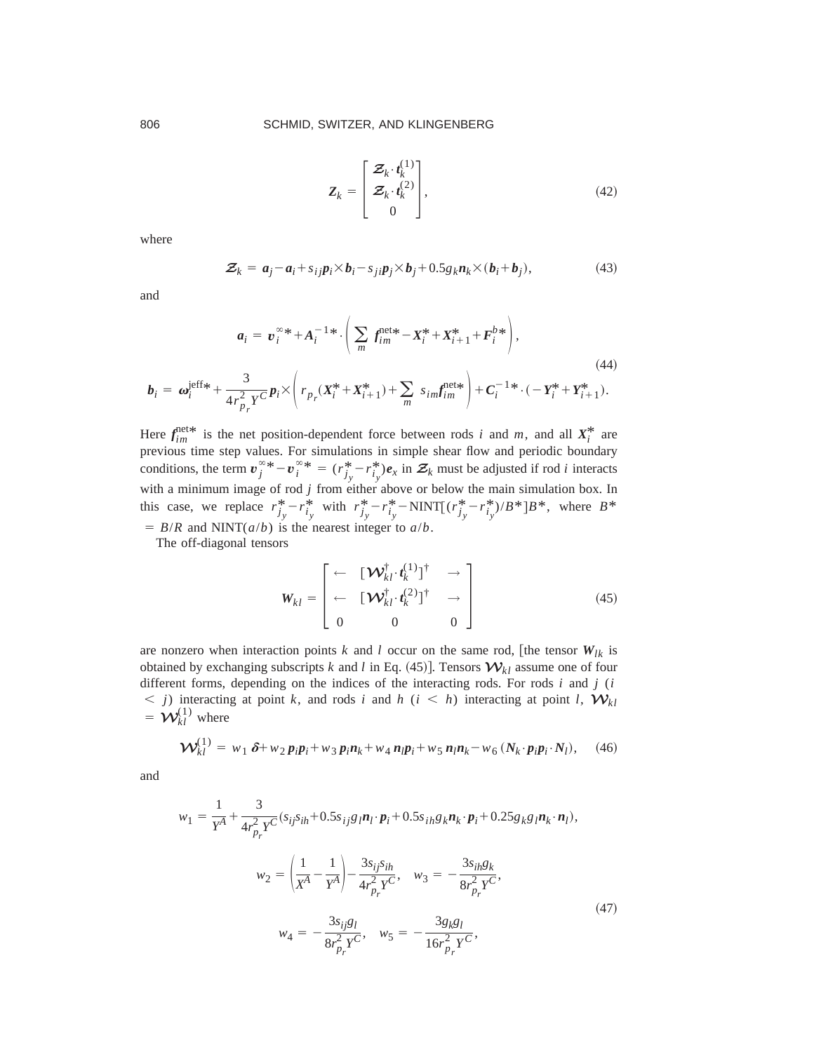$$
\boldsymbol{Z}_k = \begin{bmatrix} \boldsymbol{\mathcal{Z}}_k \cdot \boldsymbol{t}_k^{(1)} \\ \boldsymbol{\mathcal{Z}}_k \cdot \boldsymbol{t}_k^{(2)} \\ 0 \end{bmatrix}, \tag{42}
$$

where

$$
\boldsymbol{\mathcal{Z}}_k = \boldsymbol{a}_j - \boldsymbol{a}_i + s_{ij}\boldsymbol{p}_i \times \boldsymbol{b}_i - s_{ji}\boldsymbol{p}_j \times \boldsymbol{b}_j + 0.5 g_k \boldsymbol{n}_k \times (\boldsymbol{b}_i + \boldsymbol{b}_j), \tag{43}
$$

and

$$
\begin{aligned}
\boldsymbol{a}_i &= \boldsymbol{v}_i^{\infty *} + \boldsymbol{A}_i^{-1*} \cdot \left( \sum_m \boldsymbol{f}_{im}^{\text{net}*} - \boldsymbol{X}_i^* + \boldsymbol{X}_{i+1}^* + \boldsymbol{F}_i^{b*} \right), \\
\boldsymbol{b}_i &= \boldsymbol{\omega}_i^{\text{jeff}*} + \frac{3}{4 r_{p_r}^2 Y^C} \boldsymbol{p}_i \times \left( r_{p_r} (\boldsymbol{X}_i^* + \boldsymbol{X}_{i+1}^*) + \sum_m s_{im} \boldsymbol{f}_{im}^{\text{net}*} \right) + \boldsymbol{C}_i^{-1*} \cdot (-\boldsymbol{Y}_i^* + \boldsymbol{Y}_{i+1}^*).
\end{aligned} \tag{44}
$$

Here $\boldsymbol{f}_{im}^{\text{net}*}$ is the net position-dependent force between rods $i$ and $m$, and all $\boldsymbol{X}_i^*$ are previous time step values. For simulations in simple shear flow and periodic boundary conditions, the term $\boldsymbol{v}_j^{\infty *} - \boldsymbol{v}_i^{\infty *} = (r_{j_y}^* - r_{i_y}^*)\boldsymbol{e}_x$ in $\boldsymbol{\mathcal{Z}}_k$ must be adjusted if rod $i$ interacts with a minimum image of rod $j$ from either above or below the main simulation box. In this case, we replace $r_{j_y}^* - r_{i_y}^*$ with $r_{j_y}^* - r_{i_y}^* - \text{NINT}[(r_{j_y}^* - r_{i_y}^*)/B^*]B^*$, where $B^* = B/R$ and $\text{NINT}(a/b)$ is the nearest integer to $a/b$.

The off-diagonal tensors

$$
\boldsymbol{W}_{kl} = \begin{bmatrix} \leftarrow & [\boldsymbol{\mathcal{W}}_{kl}^{\dagger} \cdot \boldsymbol{t}_k^{(1)}]^{\dagger} & \rightarrow \\ \leftarrow & [\boldsymbol{\mathcal{W}}_{kl}^{\dagger} \cdot \boldsymbol{t}_k^{(2)}]^{\dagger} & \rightarrow \\ 0 & 0 & 0 \end{bmatrix} \tag{45}
$$

are nonzero when interaction points $k$ and $l$ occur on the same rod, [the tensor $\boldsymbol{W}_{lk}$ is obtained by exchanging subscripts $k$ and $l$ in Eq. (45)]. Tensors $\boldsymbol{\mathcal{W}}_{kl}$ assume one of four different forms, depending on the indices of the interacting rods. For rods $i$ and $j$ ($i < j$) interacting at point $k$, and rods $i$ and $h$ ($i < h$) interacting at point $l$, $\boldsymbol{\mathcal{W}}_{kl} = \boldsymbol{\mathcal{W}}_{kl}^{(1)}$ where

$$
\boldsymbol{\mathcal{W}}_{kl}^{(1)} = w_1 \boldsymbol{\delta} + w_2 \boldsymbol{p}_i \boldsymbol{p}_i + w_3 \boldsymbol{p}_i \boldsymbol{n}_k + w_4 \boldsymbol{n}_l \boldsymbol{p}_i + w_5 \boldsymbol{n}_l \boldsymbol{n}_k - w_6 (\boldsymbol{N}_k \cdot \boldsymbol{p}_i \boldsymbol{p}_i \cdot \boldsymbol{N}_l), \tag{46}
$$

and

$$
\begin{aligned}
w_1 &= \frac{1}{Y^A} + \frac{3}{4 r_{p_r}^2 Y^C} (s_{ij} s_{ih} + 0.5 s_{ij} g_l \boldsymbol{n}_l \cdot \boldsymbol{p}_i + 0.5 s_{ih} g_k \boldsymbol{n}_k \cdot \boldsymbol{p}_i + 0.25 g_k g_l \boldsymbol{n}_k \cdot \boldsymbol{n}_l), \\
w_2 &= \left( \frac{1}{X^A} - \frac{1}{Y^A} \right) - \frac{3 s_{ij} s_{ih}}{4 r_{p_r}^2 Y^C}, \quad w_3 = -\frac{3 s_{ih} g_k}{8 r_{p_r}^2 Y^C}, \\
w_4 &= -\frac{3 s_{ij} g_l}{8 r_{p_r}^2 Y^C}, \quad w_5 = -\frac{3 g_k g_l}{16 r_{p_r}^2 Y^C},
\end{aligned} \tag{47}
$$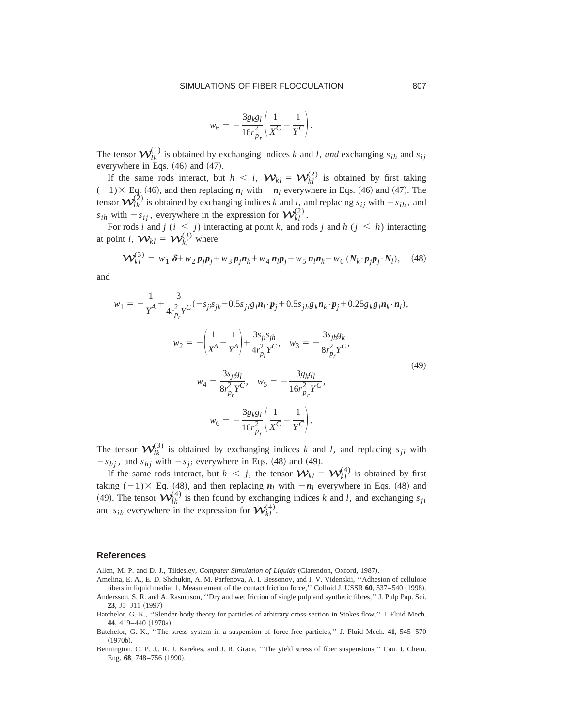$$w_6 = -\frac{3g_k g_l}{16r_{p_r}^2}\left(\frac{1}{X^C} - \frac{1}{Y^C}\right).$$

The tensor $\mathcal{W}_{lk}^{(1)}$ is obtained by exchanging indices $k$ and $l$, *and* exchanging $s_{ih}$ and $s_{ij}$ everywhere in Eqs. (46) and (47).

If the same rods interact, but $h < i$, $\mathcal{W}_{kl} = \mathcal{W}_{kl}^{(2)}$ is obtained by first taking $(-1)\times$ Eq. (46), and then replacing $\boldsymbol{n}_l$ with $-\boldsymbol{n}_l$ everywhere in Eqs. (46) and (47). The tensor $\mathcal{W}_{lk}^{(2)}$ is obtained by exchanging indices $k$ and $l$, and replacing $s_{ij}$ with $-s_{ih}$, and $s_{ih}$ with $-s_{ij}$, everywhere in the expression for $\mathcal{W}_{kl}^{(2)}$.

For rods $i$ and $j$ ($i < j$) interacting at point $k$, and rods $j$ and $h$ ($j < h$) interacting at point $l$, $\mathcal{W}_{kl} = \mathcal{W}_{kl}^{(3)}$ where

$$\mathcal{W}_{kl}^{(3)} = w_1\,\boldsymbol{\delta} + w_2\,\boldsymbol{p}_j\boldsymbol{p}_j + w_3\,\boldsymbol{p}_j\boldsymbol{n}_k + w_4\,\boldsymbol{n}_l\boldsymbol{p}_j + w_5\,\boldsymbol{n}_l\boldsymbol{n}_k - w_6\,(\boldsymbol{N}_k\cdot\boldsymbol{p}_j\boldsymbol{p}_j\cdot\boldsymbol{N}_l), \tag{48}$$

and

$$w_1 = -\frac{1}{Y^A} + \frac{3}{4r_{p_r}^2 Y^C}(-s_{ji}s_{jh} - 0.5s_{ji}g_l\boldsymbol{n}_l\cdot\boldsymbol{p}_j + 0.5s_{jh}g_k\boldsymbol{n}_k\cdot\boldsymbol{p}_j + 0.25g_k g_l\boldsymbol{n}_k\cdot\boldsymbol{n}_l),$$

$$w_2 = -\left(\frac{1}{X^A} - \frac{1}{Y^A}\right) + \frac{3s_{ji}s_{jh}}{4r_{p_r}^2 Y^C}, \quad w_3 = -\frac{3s_{jh}g_k}{8r_{p_r}^2 Y^C},$$

$$w_4 = \frac{3s_{ji}g_l}{8r_{p_r}^2 Y^C}, \quad w_5 = -\frac{3g_k g_l}{16r_{p_r}^2 Y^C}, \tag{49}$$

$$w_6 = -\frac{3g_k g_l}{16r_{p_r}^2}\left(\frac{1}{X^C} - \frac{1}{Y^C}\right).$$

The tensor $\mathcal{W}_{lk}^{(3)}$ is obtained by exchanging indices $k$ and $l$, and replacing $s_{ji}$ with $-s_{hj}$, and $s_{hj}$ with $-s_{ji}$ everywhere in Eqs. (48) and (49).

If the same rods interact, but $h < j$, the tensor $\mathcal{W}_{kl} = \mathcal{W}_{kl}^{(4)}$ is obtained by first taking $(-1)\times$ Eq. (48), and then replacing $\boldsymbol{n}_l$ with $-\boldsymbol{n}_l$ everywhere in Eqs. (48) and (49). The tensor $\mathcal{W}_{lk}^{(4)}$ is then found by exchanging indices $k$ and $l$, and exchanging $s_{ji}$ and $s_{ih}$ everywhere in the expression for $\mathcal{W}_{kl}^{(4)}$.

## References

Allen, M. P. and D. J., Tildesley, *Computer Simulation of Liquids* (Clarendon, Oxford, 1987).

Amelina, E. A., E. D. Shchukin, A. M. Parfenova, A. I. Bessonov, and I. V. Videnskii, ''Adhesion of cellulose fibers in liquid media: 1. Measurement of the contact friction force,'' Colloid J. USSR **60**, 537–540 (1998).

Andersson, S. R. and A. Rasmuson, ''Dry and wet friction of single pulp and synthetic fibres,'' J. Pulp Pap. Sci. **23**, J5–J11 (1997)

Batchelor, G. K., ''Slender-body theory for particles of arbitrary cross-section in Stokes flow,'' J. Fluid Mech. **44**, 419–440 (1970a).

Batchelor, G. K., ''The stress system in a suspension of force-free particles,'' J. Fluid Mech. **41**, 545–570 (1970b).

Bennington, C. P. J., R. J. Kerekes, and J. R. Grace, ''The yield stress of fiber suspensions,'' Can. J. Chem. Eng. **68**, 748–756 (1990).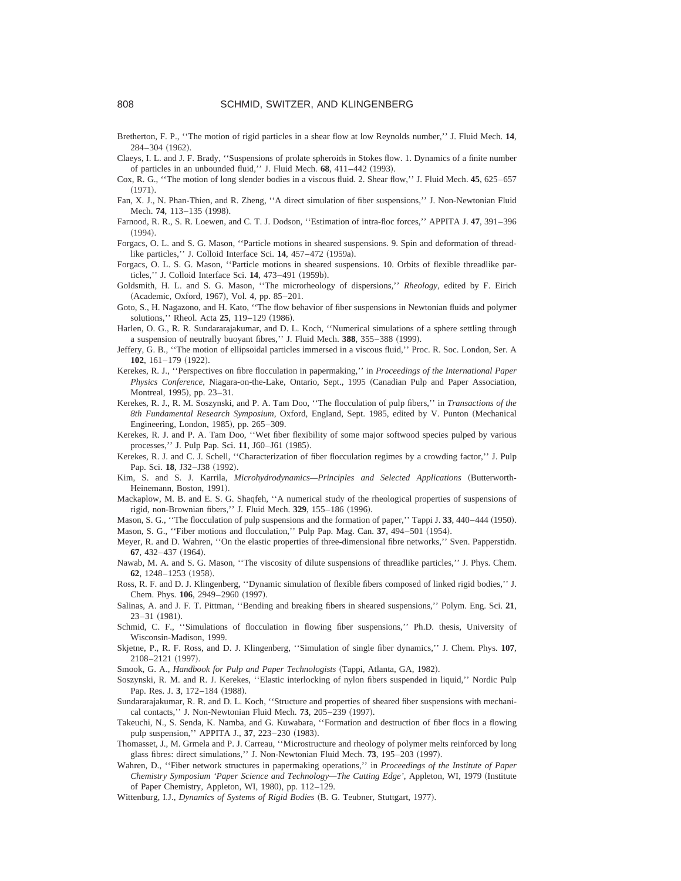Bretherton, F. P., ''The motion of rigid particles in a shear flow at low Reynolds number,'' J. Fluid Mech. **14**, 284–304 (1962).

Claeys, I. L. and J. F. Brady, ''Suspensions of prolate spheroids in Stokes flow. 1. Dynamics of a finite number of particles in an unbounded fluid,'' J. Fluid Mech. **68**, 411–442 (1993).

Cox, R. G., ''The motion of long slender bodies in a viscous fluid. 2. Shear flow,'' J. Fluid Mech. **45**, 625–657 (1971).

Fan, X. J., N. Phan-Thien, and R. Zheng, ''A direct simulation of fiber suspensions,'' J. Non-Newtonian Fluid Mech. **74**, 113–135 (1998).

Farnood, R. R., S. R. Loewen, and C. T. J. Dodson, ''Estimation of intra-floc forces,'' APPITA J. **47**, 391–396 (1994).

Forgacs, O. L. and S. G. Mason, ''Particle motions in sheared suspensions. 9. Spin and deformation of threadlike particles,'' J. Colloid Interface Sci. **14**, 457–472 (1959a).

Forgacs, O. L. S. G. Mason, ''Particle motions in sheared suspensions. 10. Orbits of flexible threadlike particles,'' J. Colloid Interface Sci. **14**, 473–491 (1959b).

Goldsmith, H. L. and S. G. Mason, ''The microrheology of dispersions,'' *Rheology*, edited by F. Eirich (Academic, Oxford, 1967), Vol. 4, pp. 85–201.

Goto, S., H. Nagazono, and H. Kato, ''The flow behavior of fiber suspensions in Newtonian fluids and polymer solutions,'' Rheol. Acta **25**, 119–129 (1986).

Harlen, O. G., R. R. Sundararajakumar, and D. L. Koch, ''Numerical simulations of a sphere settling through a suspension of neutrally buoyant fibres,'' J. Fluid Mech. **388**, 355–388 (1999).

Jeffery, G. B., ''The motion of ellipsoidal particles immersed in a viscous fluid,'' Proc. R. Soc. London, Ser. A **102**, 161–179 (1922).

Kerekes, R. J., ''Perspectives on fibre flocculation in papermaking,'' in *Proceedings of the International Paper Physics Conference*, Niagara-on-the-Lake, Ontario, Sept., 1995 (Canadian Pulp and Paper Association, Montreal, 1995), pp. 23–31.

Kerekes, R. J., R. M. Soszynski, and P. A. Tam Doo, ''The flocculation of pulp fibers,'' in *Transactions of the 8th Fundamental Research Symposium*, Oxford, England, Sept. 1985, edited by V. Punton (Mechanical Engineering, London, 1985), pp. 265–309.

Kerekes, R. J. and P. A. Tam Doo, ''Wet fiber flexibility of some major softwood species pulped by various processes,'' J. Pulp Pap. Sci. **11**, J60–J61 (1985).

Kerekes, R. J. and C. J. Schell, ''Characterization of fiber flocculation regimes by a crowding factor,'' J. Pulp Pap. Sci. **18**, J32–J38 (1992).

Kim, S. and S. J. Karrila, *Microhydrodynamics—Principles and Selected Applications* (Butterworth-Heinemann, Boston, 1991).

Mackaplow, M. B. and E. S. G. Shaqfeh, ''A numerical study of the rheological properties of suspensions of rigid, non-Brownian fibers,'' J. Fluid Mech. **329**, 155–186 (1996).

Mason, S. G., ''The flocculation of pulp suspensions and the formation of paper,'' Tappi J. **33**, 440–444 (1950).

Mason, S. G., ''Fiber motions and flocculation,'' Pulp Pap. Mag. Can. **37**, 494–501 (1954).

Meyer, R. and D. Wahren, ''On the elastic properties of three-dimensional fibre networks,'' Sven. Papperstidn. **67**, 432–437 (1964).

Nawab, M. A. and S. G. Mason, ''The viscosity of dilute suspensions of threadlike particles,'' J. Phys. Chem. **62**, 1248–1253 (1958).

Ross, R. F. and D. J. Klingenberg, ''Dynamic simulation of flexible fibers composed of linked rigid bodies,'' J. Chem. Phys. **106**, 2949–2960 (1997).

Salinas, A. and J. F. T. Pittman, ''Bending and breaking fibers in sheared suspensions,'' Polym. Eng. Sci. **21**, 23–31 (1981).

Schmid, C. F., ''Simulations of flocculation in flowing fiber suspensions,'' Ph.D. thesis, University of Wisconsin-Madison, 1999.

Skjetne, P., R. F. Ross, and D. J. Klingenberg, ''Simulation of single fiber dynamics,'' J. Chem. Phys. **107**, 2108–2121 (1997).

Smook, G. A., *Handbook for Pulp and Paper Technologists* (Tappi, Atlanta, GA, 1982).

Soszynski, R. M. and R. J. Kerekes, ''Elastic interlocking of nylon fibers suspended in liquid,'' Nordic Pulp Pap. Res. J. **3**, 172–184 (1988).

Sundararajakumar, R. R. and D. L. Koch, ''Structure and properties of sheared fiber suspensions with mechanical contacts,'' J. Non-Newtonian Fluid Mech. **73**, 205–239 (1997).

Takeuchi, N., S. Senda, K. Namba, and G. Kuwabara, ''Formation and destruction of fiber flocs in a flowing pulp suspension,'' APPITA J., **37**, 223–230 (1983).

Thomasset, J., M. Grmela and P. J. Carreau, ''Microstructure and rheology of polymer melts reinforced by long glass fibres: direct simulations,'' J. Non-Newtonian Fluid Mech. **73**, 195–203 (1997).

Wahren, D., ''Fiber network structures in papermaking operations,'' in *Proceedings of the Institute of Paper Chemistry Symposium 'Paper Science and Technology—The Cutting Edge'*, Appleton, WI, 1979 (Institute of Paper Chemistry, Appleton, WI, 1980), pp. 112–129.

Wittenburg, I.J., *Dynamics of Systems of Rigid Bodies* (B. G. Teubner, Stuttgart, 1977).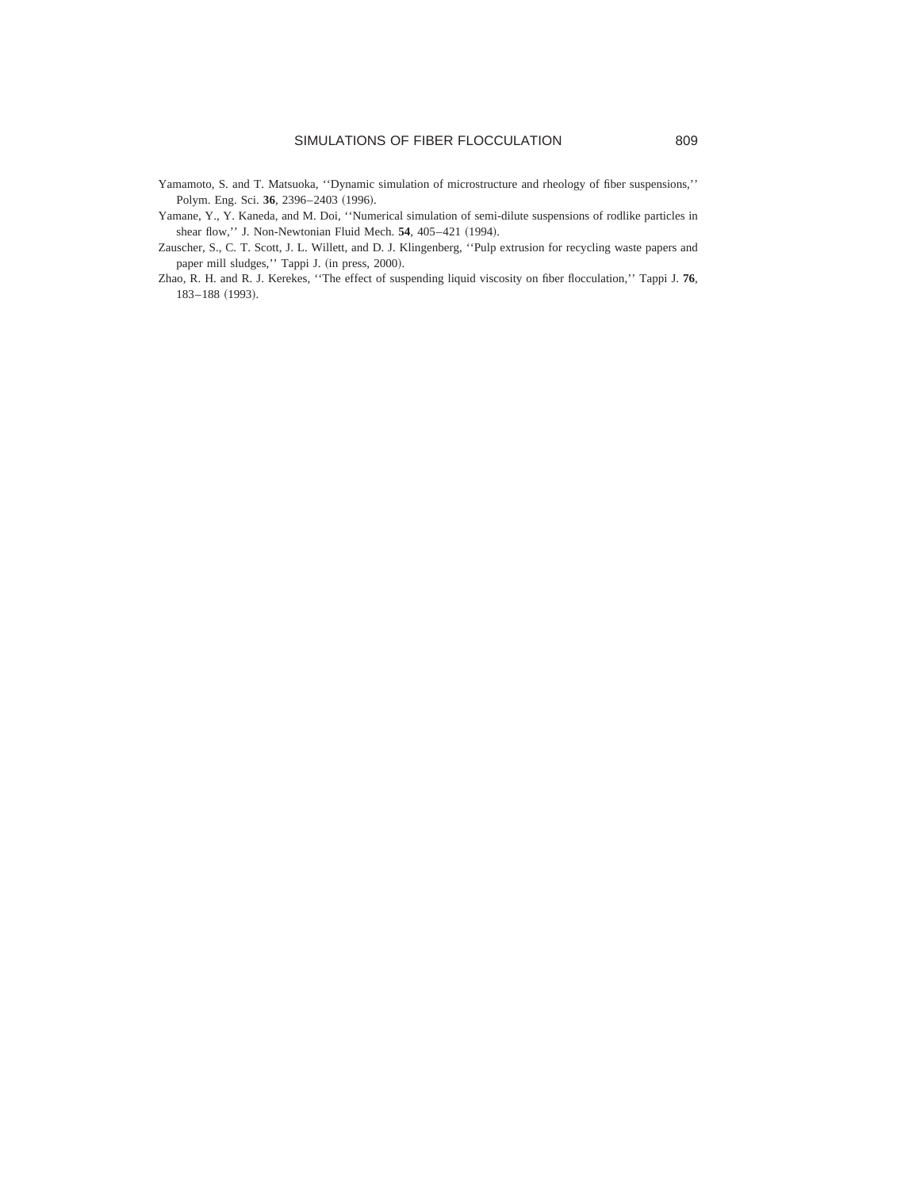Yamamoto, S. and T. Matsuoka, ''Dynamic simulation of microstructure and rheology of fiber suspensions,'' Polym. Eng. Sci. **36**, 2396–2403 (1996).

Yamane, Y., Y. Kaneda, and M. Doi, ''Numerical simulation of semi-dilute suspensions of rodlike particles in shear flow,'' J. Non-Newtonian Fluid Mech. **54**, 405–421 (1994).

Zauscher, S., C. T. Scott, J. L. Willett, and D. J. Klingenberg, ''Pulp extrusion for recycling waste papers and paper mill sludges,'' Tappi J. (in press, 2000).

Zhao, R. H. and R. J. Kerekes, ''The effect of suspending liquid viscosity on fiber flocculation,'' Tappi J. **76**, 183–188 (1993).